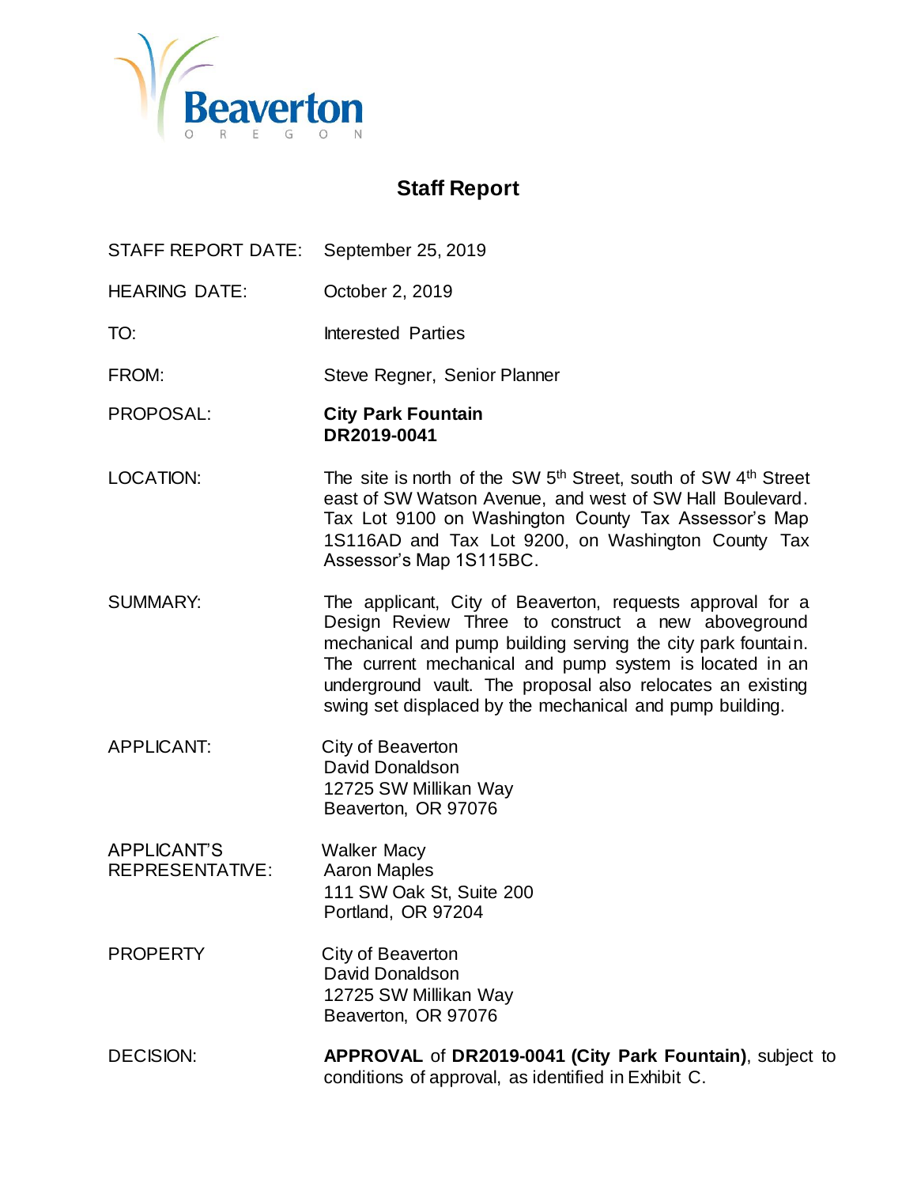Beaverton

OREGON

# Staff Report

| | |
|---|---|
| STAFF REPORT DATE: | September 25, 2019 |
| HEARING DATE: | October 2, 2019 |
| TO: | Interested Parties |
| FROM: | Steve Regner, Senior Planner |
| PROPOSAL: | **City Park Fountain**<br>**DR2019-0041** |
| LOCATION: | The site is north of the SW 5th Street, south of SW 4th Street east of SW Watson Avenue, and west of SW Hall Boulevard. Tax Lot 9100 on Washington County Tax Assessor's Map 1S116AD and Tax Lot 9200, on Washington County Tax Assessor's Map 1S115BC. |
| SUMMARY: | The applicant, City of Beaverton, requests approval for a Design Review Three to construct a new aboveground mechanical and pump building serving the city park fountain. The current mechanical and pump system is located in an underground vault. The proposal also relocates an existing swing set displaced by the mechanical and pump building. |
| APPLICANT: | City of Beaverton<br>David Donaldson<br>12725 SW Millikan Way<br>Beaverton, OR 97076 |
| APPLICANT'S REPRESENTATIVE: | Walker Macy<br>Aaron Maples<br>111 SW Oak St, Suite 200<br>Portland, OR 97204 |
| PROPERTY | City of Beaverton<br>David Donaldson<br>12725 SW Millikan Way<br>Beaverton, OR 97076 |
| DECISION: | **APPROVAL** of **DR2019-0041 (City Park Fountain)**, subject to conditions of approval, as identified in Exhibit C. |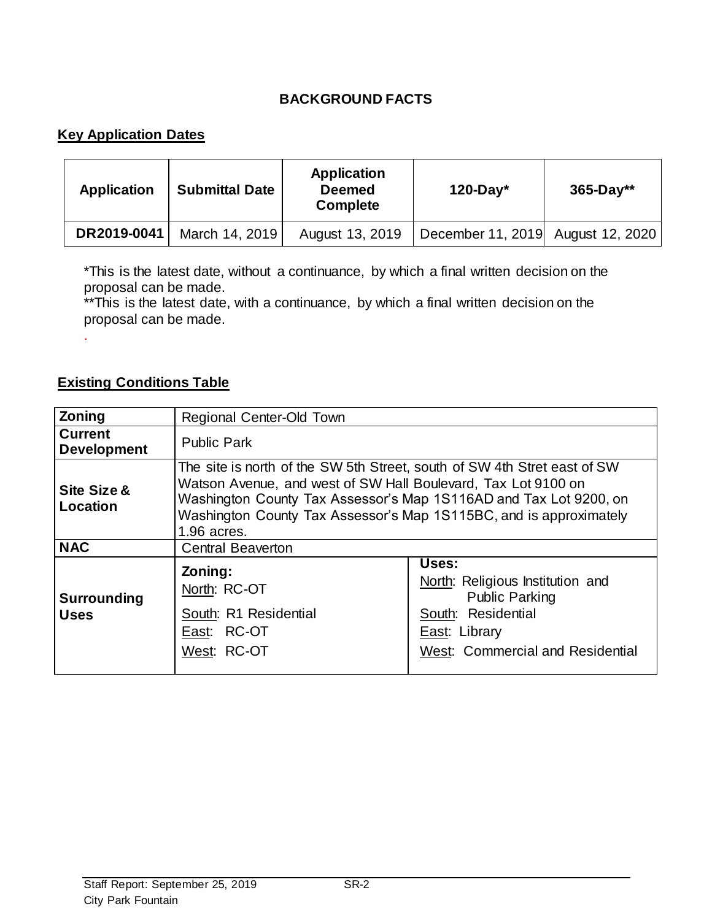## BACKGROUND FACTS

### Key Application Dates

| Application | Submittal Date | Application Deemed Complete | 120-Day* | 365-Day** |
|---|---|---|---|---|
| DR2019-0041 | March 14, 2019 | August 13, 2019 | December 11, 2019 | August 12, 2020 |

*This is the latest date, without a continuance, by which a final written decision on the proposal can be made.
**This is the latest date, with a continuance, by which a final written decision on the proposal can be made.

.

### Existing Conditions Table

| **Zoning** | Regional Center-Old Town | |
|---|---|---|
| **Current Development** | Public Park | |
| **Site Size & Location** | The site is north of the SW 5th Street, south of SW 4th Stret east of SW Watson Avenue, and west of SW Hall Boulevard, Tax Lot 9100 on Washington County Tax Assessor's Map 1S116AD and Tax Lot 9200, on Washington County Tax Assessor's Map 1S115BC, and is approximately 1.96 acres. | |
| **NAC** | Central Beaverton | |
| **Surrounding Uses** | **Zoning:**<br>North: RC-OT<br>South: R1 Residential<br>East: RC-OT<br>West: RC-OT | **Uses:**<br>North: Religious Institution and Public Parking<br>South: Residential<br>East: Library<br>West: Commercial and Residential |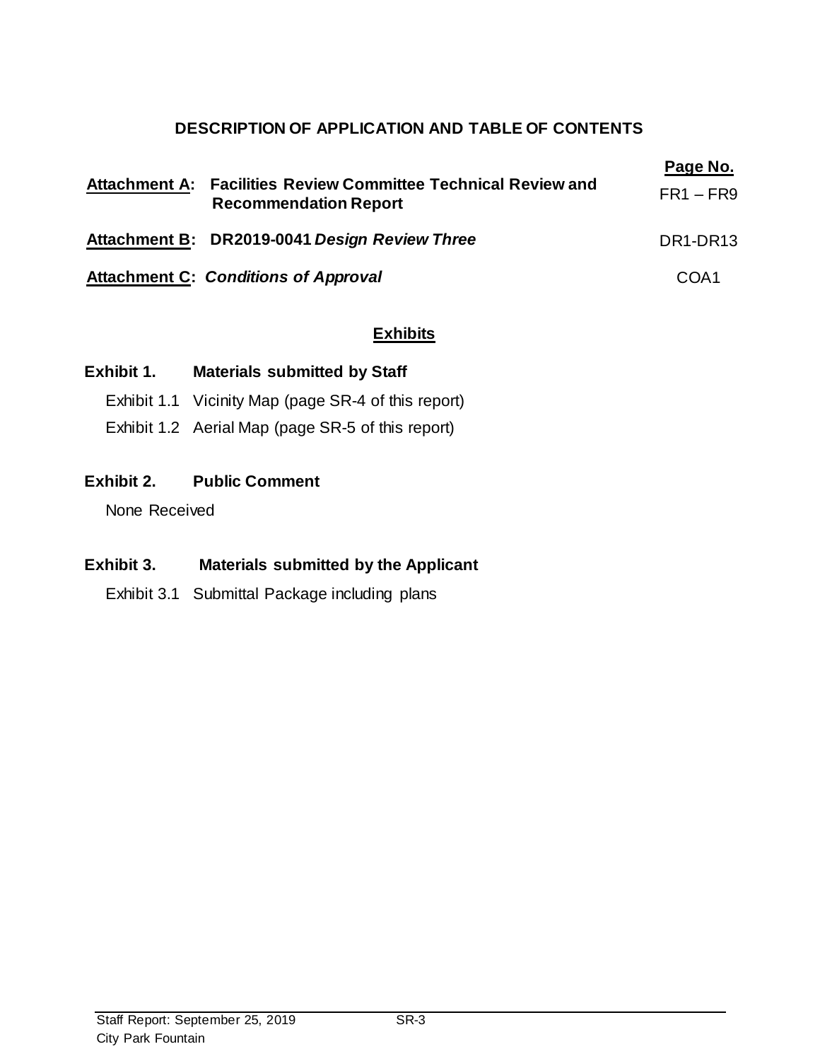## DESCRIPTION OF APPLICATION AND TABLE OF CONTENTS

| | | Page No. |
|---|---|---|
| **Attachment A:** | **Facilities Review Committee Technical Review and Recommendation Report** | FR1 – FR9 |
| **Attachment B:** | **DR2019-0041 *Design Review Three*** | DR1-DR13 |
| **Attachment C:** | ***Conditions of Approval*** | COA1 |

## Exhibits

**Exhibit 1. Materials submitted by Staff**

Exhibit 1.1 Vicinity Map (page SR-4 of this report)

Exhibit 1.2 Aerial Map (page SR-5 of this report)

**Exhibit 2. Public Comment**

None Received

**Exhibit 3. Materials submitted by the Applicant**

Exhibit 3.1 Submittal Package including plans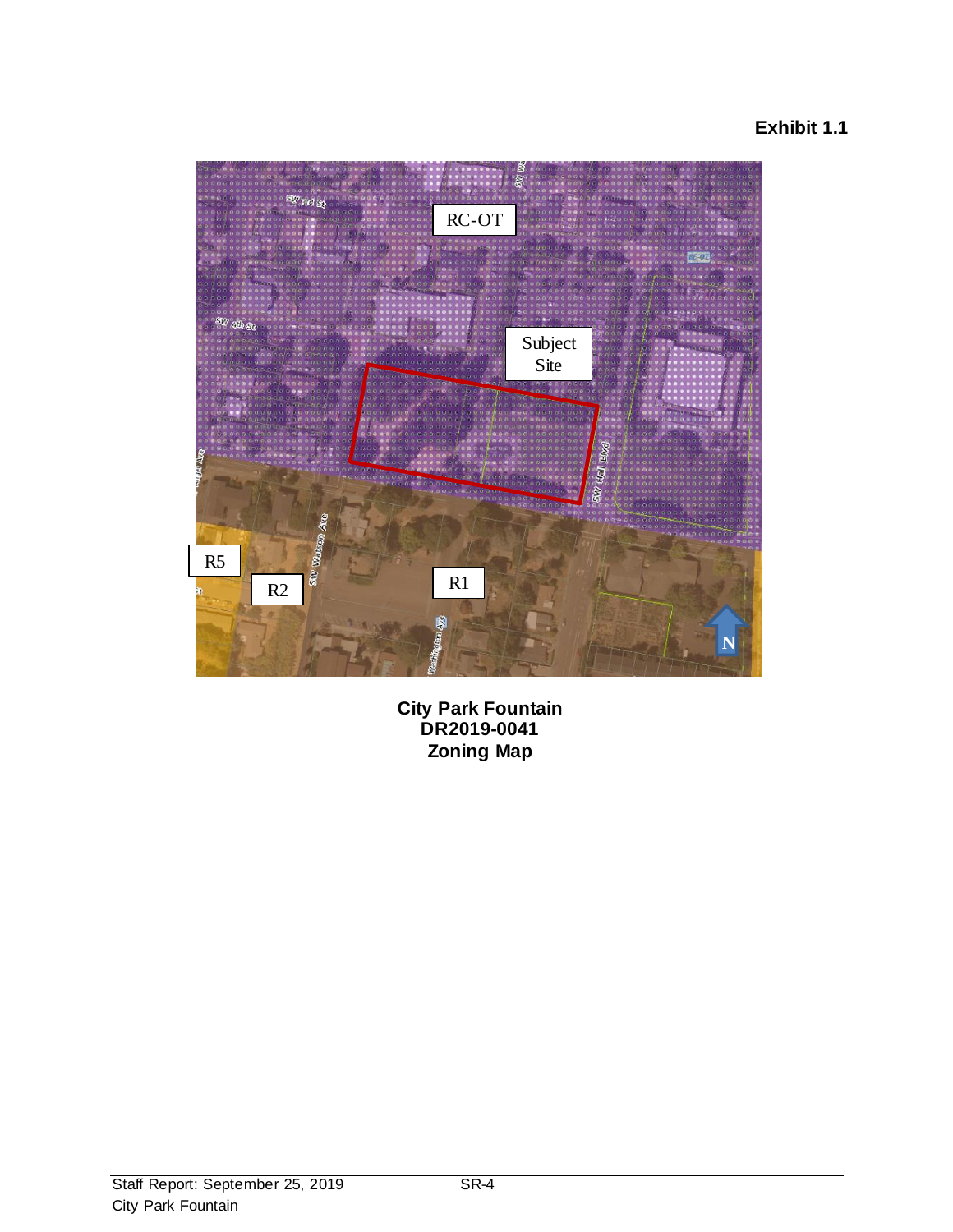**Exhibit 1.1**

RC-OT

Subject Site

R5

R2

R1

N

**City Park Fountain**
**DR2019-0041**
**Zoning Map**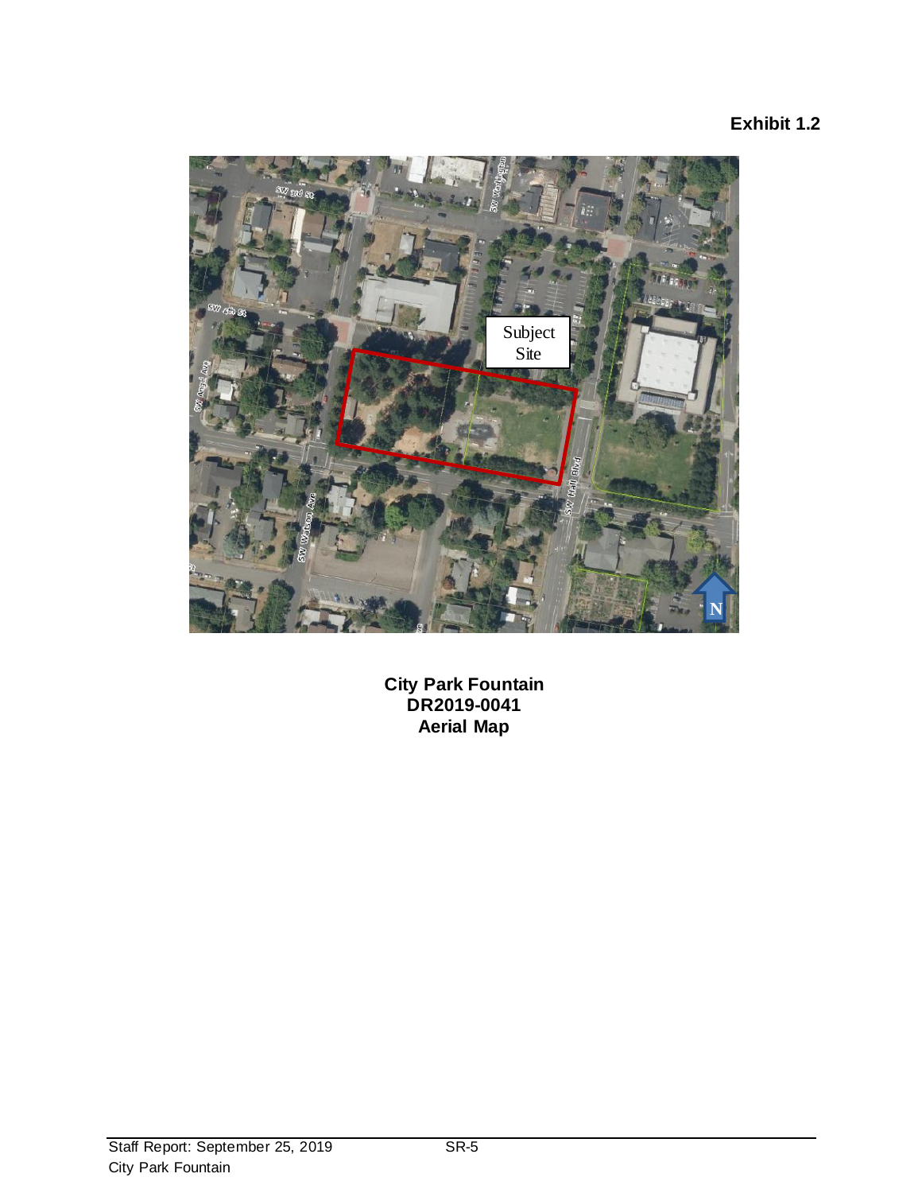**Exhibit 1.2**

**City Park Fountain**
**DR2019-0041**
**Aerial Map**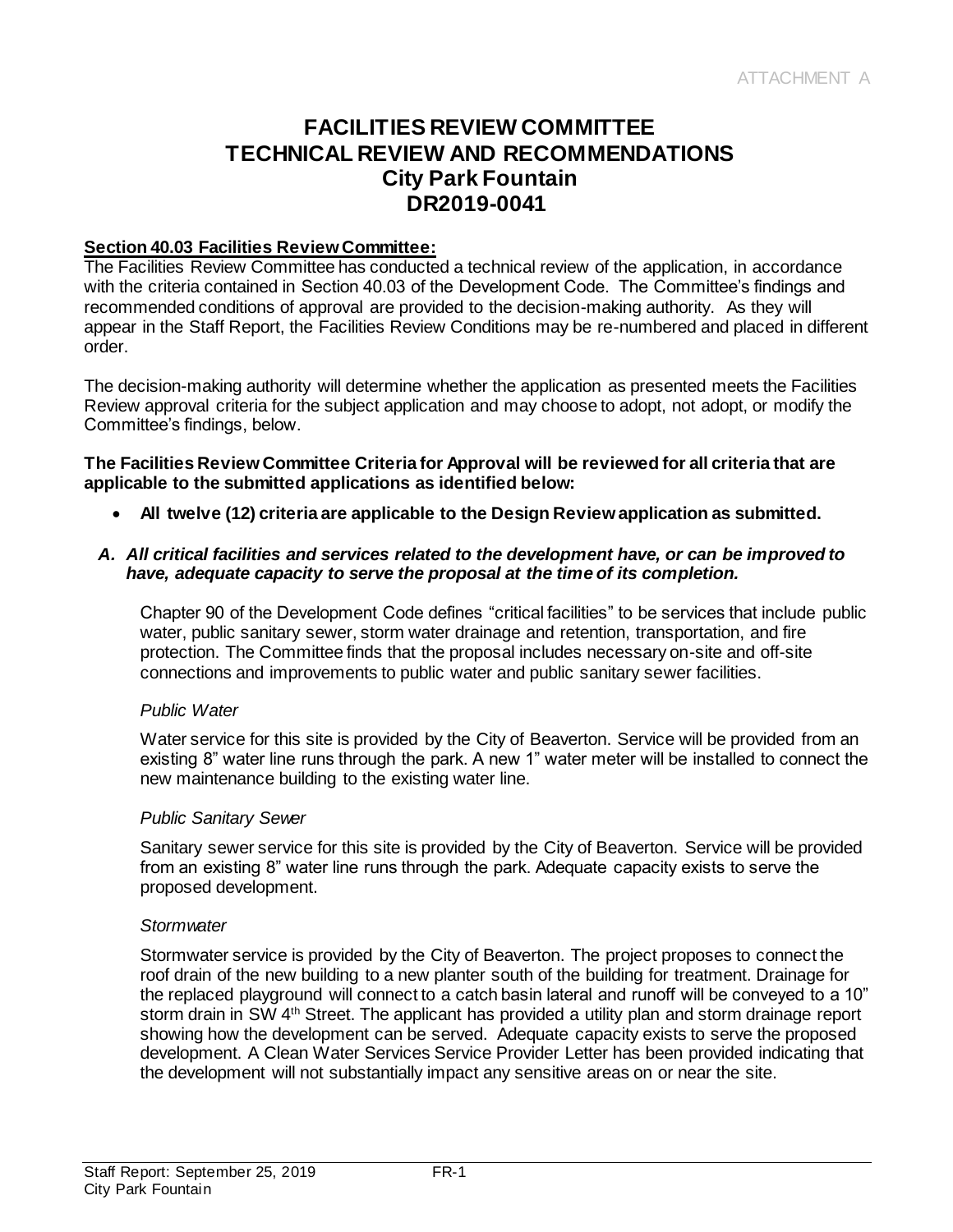ATTACHMENT A

# FACILITIES REVIEW COMMITTEE TECHNICAL REVIEW AND RECOMMENDATIONS City Park Fountain DR2019-0041

**Section 40.03 Facilities Review Committee:**

The Facilities Review Committee has conducted a technical review of the application, in accordance with the criteria contained in Section 40.03 of the Development Code. The Committee's findings and recommended conditions of approval are provided to the decision-making authority. As they will appear in the Staff Report, the Facilities Review Conditions may be re-numbered and placed in different order.

The decision-making authority will determine whether the application as presented meets the Facilities Review approval criteria for the subject application and may choose to adopt, not adopt, or modify the Committee's findings, below.

**The Facilities Review Committee Criteria for Approval will be reviewed for all criteria that are applicable to the submitted applications as identified below:**

- **All twelve (12) criteria are applicable to the Design Review application as submitted.**

***A. All critical facilities and services related to the development have, or can be improved to have, adequate capacity to serve the proposal at the time of its completion.***

Chapter 90 of the Development Code defines "critical facilities" to be services that include public water, public sanitary sewer, storm water drainage and retention, transportation, and fire protection. The Committee finds that the proposal includes necessary on-site and off-site connections and improvements to public water and public sanitary sewer facilities.

*Public Water*

Water service for this site is provided by the City of Beaverton. Service will be provided from an existing 8" water line runs through the park. A new 1" water meter will be installed to connect the new maintenance building to the existing water line.

*Public Sanitary Sewer*

Sanitary sewer service for this site is provided by the City of Beaverton. Service will be provided from an existing 8" water line runs through the park. Adequate capacity exists to serve the proposed development.

*Stormwater*

Stormwater service is provided by the City of Beaverton. The project proposes to connect the roof drain of the new building to a new planter south of the building for treatment. Drainage for the replaced playground will connect to a catch basin lateral and runoff will be conveyed to a 10" storm drain in SW 4th Street. The applicant has provided a utility plan and storm drainage report showing how the development can be served. Adequate capacity exists to serve the proposed development. A Clean Water Services Service Provider Letter has been provided indicating that the development will not substantially impact any sensitive areas on or near the site.

Staff Report: September 25, 2019 FR-1
City Park Fountain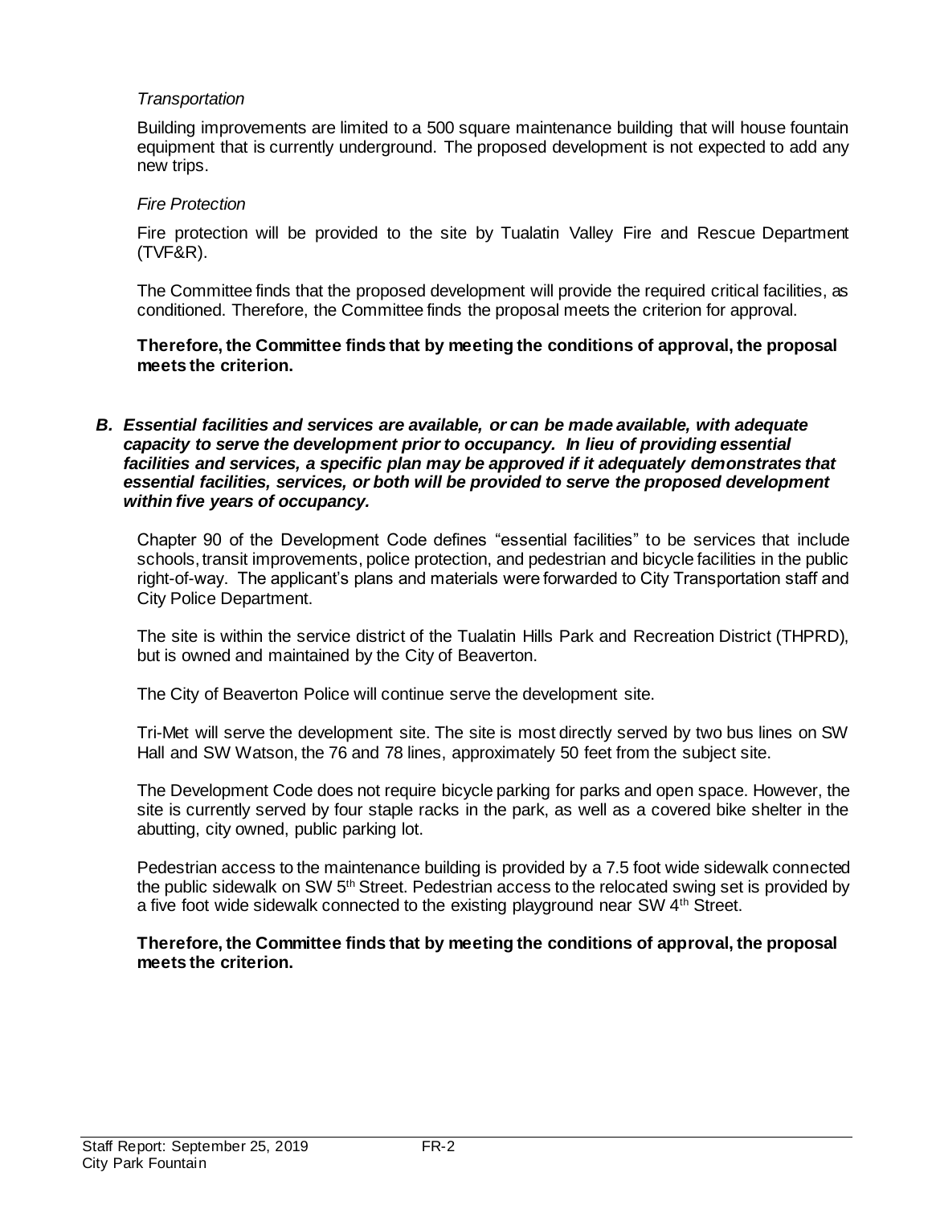*Transportation*

Building improvements are limited to a 500 square maintenance building that will house fountain equipment that is currently underground. The proposed development is not expected to add any new trips.

*Fire Protection*

Fire protection will be provided to the site by Tualatin Valley Fire and Rescue Department (TVF&R).

The Committee finds that the proposed development will provide the required critical facilities, as conditioned. Therefore, the Committee finds the proposal meets the criterion for approval.

**Therefore, the Committee finds that by meeting the conditions of approval, the proposal meets the criterion.**

***B. Essential facilities and services are available, or can be made available, with adequate capacity to serve the development prior to occupancy. In lieu of providing essential facilities and services, a specific plan may be approved if it adequately demonstrates that essential facilities, services, or both will be provided to serve the proposed development within five years of occupancy.***

Chapter 90 of the Development Code defines "essential facilities" to be services that include schools, transit improvements, police protection, and pedestrian and bicycle facilities in the public right-of-way. The applicant's plans and materials were forwarded to City Transportation staff and City Police Department.

The site is within the service district of the Tualatin Hills Park and Recreation District (THPRD), but is owned and maintained by the City of Beaverton.

The City of Beaverton Police will continue serve the development site.

Tri-Met will serve the development site. The site is most directly served by two bus lines on SW Hall and SW Watson, the 76 and 78 lines, approximately 50 feet from the subject site.

The Development Code does not require bicycle parking for parks and open space. However, the site is currently served by four staple racks in the park, as well as a covered bike shelter in the abutting, city owned, public parking lot.

Pedestrian access to the maintenance building is provided by a 7.5 foot wide sidewalk connected the public sidewalk on SW 5th Street. Pedestrian access to the relocated swing set is provided by a five foot wide sidewalk connected to the existing playground near SW 4th Street.

**Therefore, the Committee finds that by meeting the conditions of approval, the proposal meets the criterion.**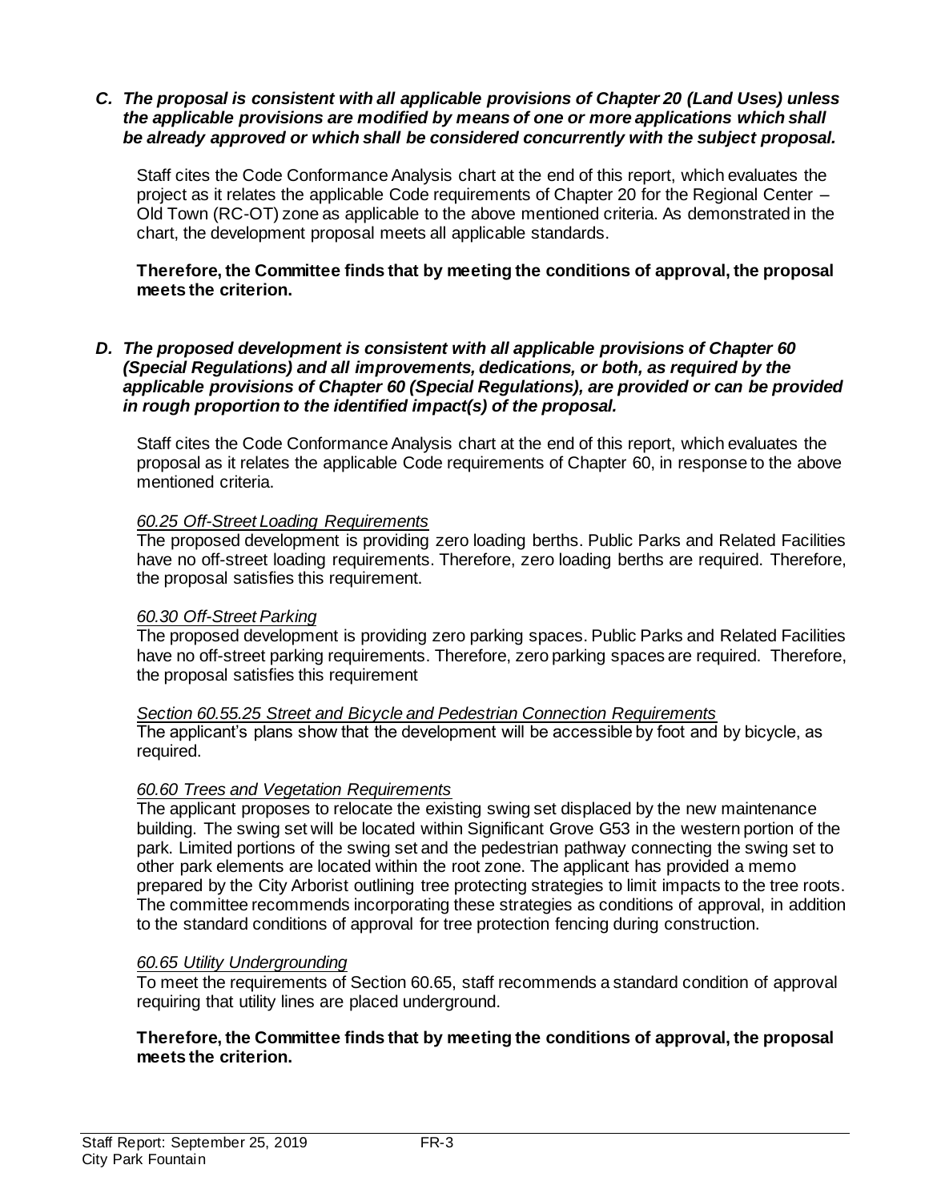***C. The proposal is consistent with all applicable provisions of Chapter 20 (Land Uses) unless the applicable provisions are modified by means of one or more applications which shall be already approved or which shall be considered concurrently with the subject proposal.***

Staff cites the Code Conformance Analysis chart at the end of this report, which evaluates the project as it relates the applicable Code requirements of Chapter 20 for the Regional Center – Old Town (RC-OT) zone as applicable to the above mentioned criteria. As demonstrated in the chart, the development proposal meets all applicable standards.

**Therefore, the Committee finds that by meeting the conditions of approval, the proposal meets the criterion.**

***D. The proposed development is consistent with all applicable provisions of Chapter 60 (Special Regulations) and all improvements, dedications, or both, as required by the applicable provisions of Chapter 60 (Special Regulations), are provided or can be provided in rough proportion to the identified impact(s) of the proposal.***

Staff cites the Code Conformance Analysis chart at the end of this report, which evaluates the proposal as it relates the applicable Code requirements of Chapter 60, in response to the above mentioned criteria.

*60.25 Off-Street Loading Requirements*
The proposed development is providing zero loading berths. Public Parks and Related Facilities have no off-street loading requirements. Therefore, zero loading berths are required. Therefore, the proposal satisfies this requirement.

*60.30 Off-Street Parking*
The proposed development is providing zero parking spaces. Public Parks and Related Facilities have no off-street parking requirements. Therefore, zero parking spaces are required. Therefore, the proposal satisfies this requirement

*Section 60.55.25 Street and Bicycle and Pedestrian Connection Requirements*
The applicant's plans show that the development will be accessible by foot and by bicycle, as required.

*60.60 Trees and Vegetation Requirements*
The applicant proposes to relocate the existing swing set displaced by the new maintenance building. The swing set will be located within Significant Grove G53 in the western portion of the park. Limited portions of the swing set and the pedestrian pathway connecting the swing set to other park elements are located within the root zone. The applicant has provided a memo prepared by the City Arborist outlining tree protecting strategies to limit impacts to the tree roots. The committee recommends incorporating these strategies as conditions of approval, in addition to the standard conditions of approval for tree protection fencing during construction.

*60.65 Utility Undergrounding*
To meet the requirements of Section 60.65, staff recommends a standard condition of approval requiring that utility lines are placed underground.

**Therefore, the Committee finds that by meeting the conditions of approval, the proposal meets the criterion.**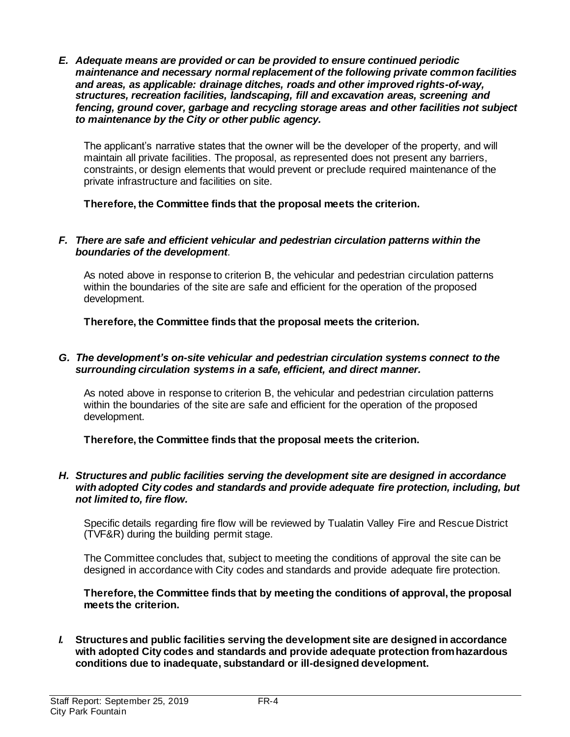***E. Adequate means are provided or can be provided to ensure continued periodic maintenance and necessary normal replacement of the following private common facilities and areas, as applicable: drainage ditches, roads and other improved rights-of-way, structures, recreation facilities, landscaping, fill and excavation areas, screening and fencing, ground cover, garbage and recycling storage areas and other facilities not subject to maintenance by the City or other public agency.***

The applicant's narrative states that the owner will be the developer of the property, and will maintain all private facilities. The proposal, as represented does not present any barriers, constraints, or design elements that would prevent or preclude required maintenance of the private infrastructure and facilities on site.

**Therefore, the Committee finds that the proposal meets the criterion.**

***F. There are safe and efficient vehicular and pedestrian circulation patterns within the boundaries of the development.***

As noted above in response to criterion B, the vehicular and pedestrian circulation patterns within the boundaries of the site are safe and efficient for the operation of the proposed development.

**Therefore, the Committee finds that the proposal meets the criterion.**

***G. The development's on-site vehicular and pedestrian circulation systems connect to the surrounding circulation systems in a safe, efficient, and direct manner.***

As noted above in response to criterion B, the vehicular and pedestrian circulation patterns within the boundaries of the site are safe and efficient for the operation of the proposed development.

**Therefore, the Committee finds that the proposal meets the criterion.**

***H. Structures and public facilities serving the development site are designed in accordance with adopted City codes and standards and provide adequate fire protection, including, but not limited to, fire flow.***

Specific details regarding fire flow will be reviewed by Tualatin Valley Fire and Rescue District (TVF&R) during the building permit stage.

The Committee concludes that, subject to meeting the conditions of approval the site can be designed in accordance with City codes and standards and provide adequate fire protection.

**Therefore, the Committee finds that by meeting the conditions of approval, the proposal meets the criterion.**

***I.* Structures and public facilities serving the development site are designed in accordance with adopted City codes and standards and provide adequate protection from hazardous conditions due to inadequate, substandard or ill-designed development.**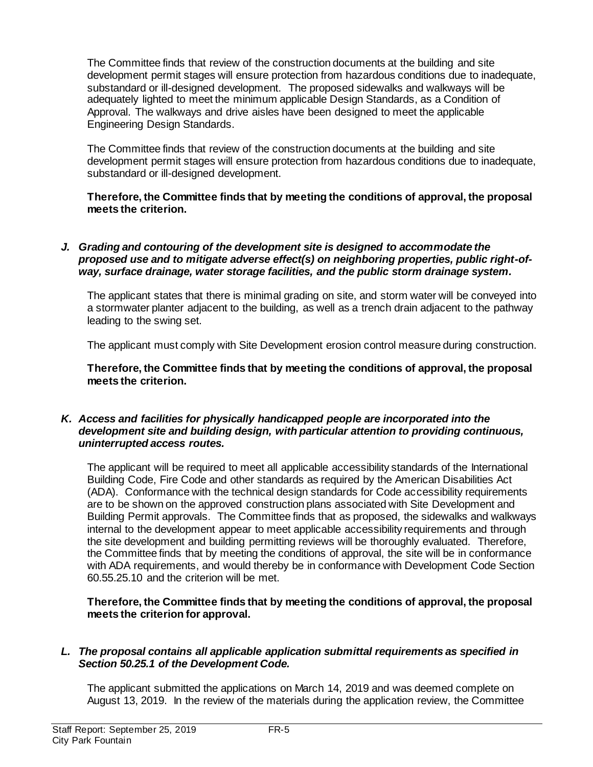The Committee finds that review of the construction documents at the building and site development permit stages will ensure protection from hazardous conditions due to inadequate, substandard or ill-designed development. The proposed sidewalks and walkways will be adequately lighted to meet the minimum applicable Design Standards, as a Condition of Approval. The walkways and drive aisles have been designed to meet the applicable Engineering Design Standards.

The Committee finds that review of the construction documents at the building and site development permit stages will ensure protection from hazardous conditions due to inadequate, substandard or ill-designed development.

**Therefore, the Committee finds that by meeting the conditions of approval, the proposal meets the criterion.**

***J. Grading and contouring of the development site is designed to accommodate the proposed use and to mitigate adverse effect(s) on neighboring properties, public right-of-way, surface drainage, water storage facilities, and the public storm drainage system.***

The applicant states that there is minimal grading on site, and storm water will be conveyed into a stormwater planter adjacent to the building, as well as a trench drain adjacent to the pathway leading to the swing set.

The applicant must comply with Site Development erosion control measure during construction.

**Therefore, the Committee finds that by meeting the conditions of approval, the proposal meets the criterion.**

***K. Access and facilities for physically handicapped people are incorporated into the development site and building design, with particular attention to providing continuous, uninterrupted access routes.***

The applicant will be required to meet all applicable accessibility standards of the International Building Code, Fire Code and other standards as required by the American Disabilities Act (ADA). Conformance with the technical design standards for Code accessibility requirements are to be shown on the approved construction plans associated with Site Development and Building Permit approvals. The Committee finds that as proposed, the sidewalks and walkways internal to the development appear to meet applicable accessibility requirements and through the site development and building permitting reviews will be thoroughly evaluated. Therefore, the Committee finds that by meeting the conditions of approval, the site will be in conformance with ADA requirements, and would thereby be in conformance with Development Code Section 60.55.25.10 and the criterion will be met.

**Therefore, the Committee finds that by meeting the conditions of approval, the proposal meets the criterion for approval.**

***L. The proposal contains all applicable application submittal requirements as specified in Section 50.25.1 of the Development Code.***

The applicant submitted the applications on March 14, 2019 and was deemed complete on August 13, 2019. In the review of the materials during the application review, the Committee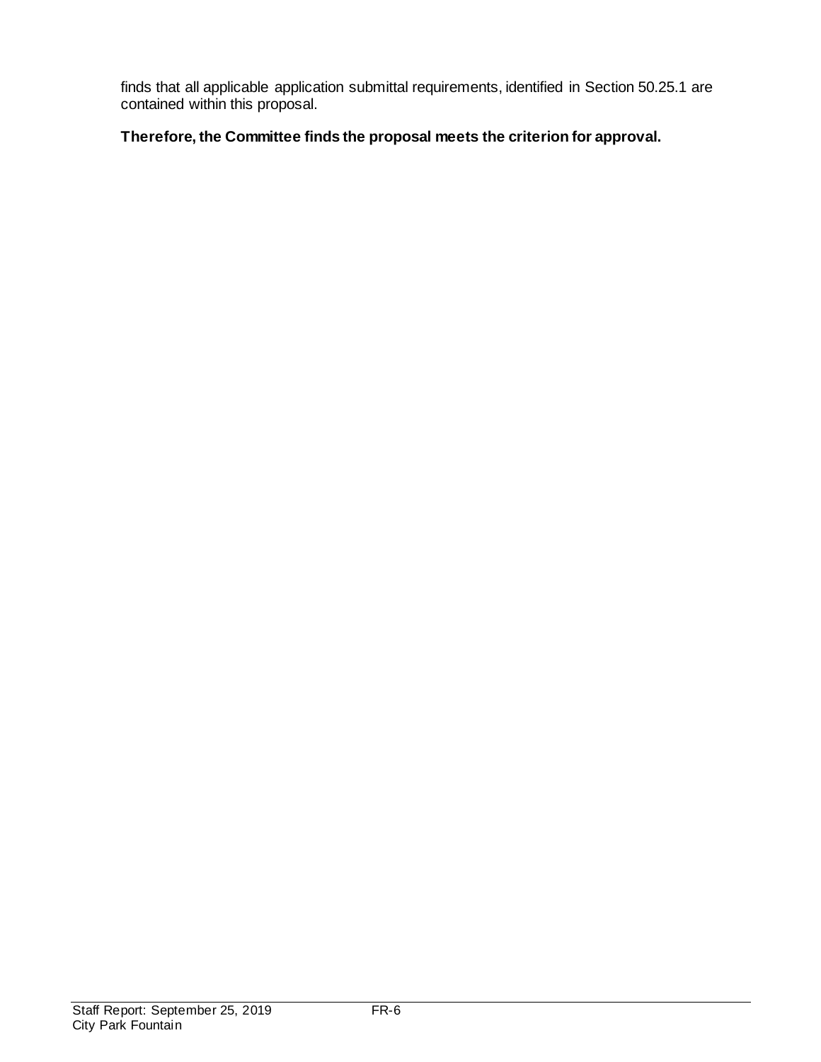finds that all applicable application submittal requirements, identified in Section 50.25.1 are contained within this proposal.

**Therefore, the Committee finds the proposal meets the criterion for approval.**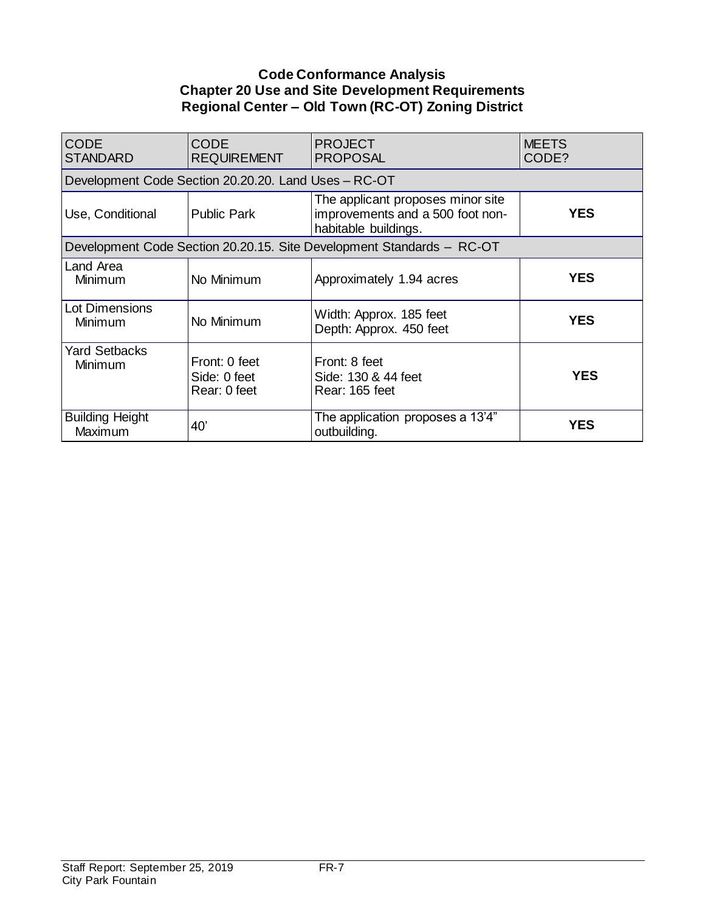**Code Conformance Analysis**
**Chapter 20 Use and Site Development Requirements**
**Regional Center – Old Town (RC-OT) Zoning District**

| CODE STANDARD | CODE REQUIREMENT | PROJECT PROPOSAL | MEETS CODE? |
|---|---|---|---|
| Development Code Section 20.20.20. Land Uses – RC-OT | | | |
| Use, Conditional | Public Park | The applicant proposes minor site improvements and a 500 foot non-habitable buildings. | **YES** |
| Development Code Section 20.20.15. Site Development Standards – RC-OT | | | |
| Land Area Minimum | No Minimum | Approximately 1.94 acres | **YES** |
| Lot Dimensions Minimum | No Minimum | Width: Approx. 185 feet<br>Depth: Approx. 450 feet | **YES** |
| Yard Setbacks Minimum | Front: 0 feet<br>Side: 0 feet<br>Rear: 0 feet | Front: 8 feet<br>Side: 130 & 44 feet<br>Rear: 165 feet | **YES** |
| Building Height Maximum | 40' | The application proposes a 13'4" outbuilding. | **YES** |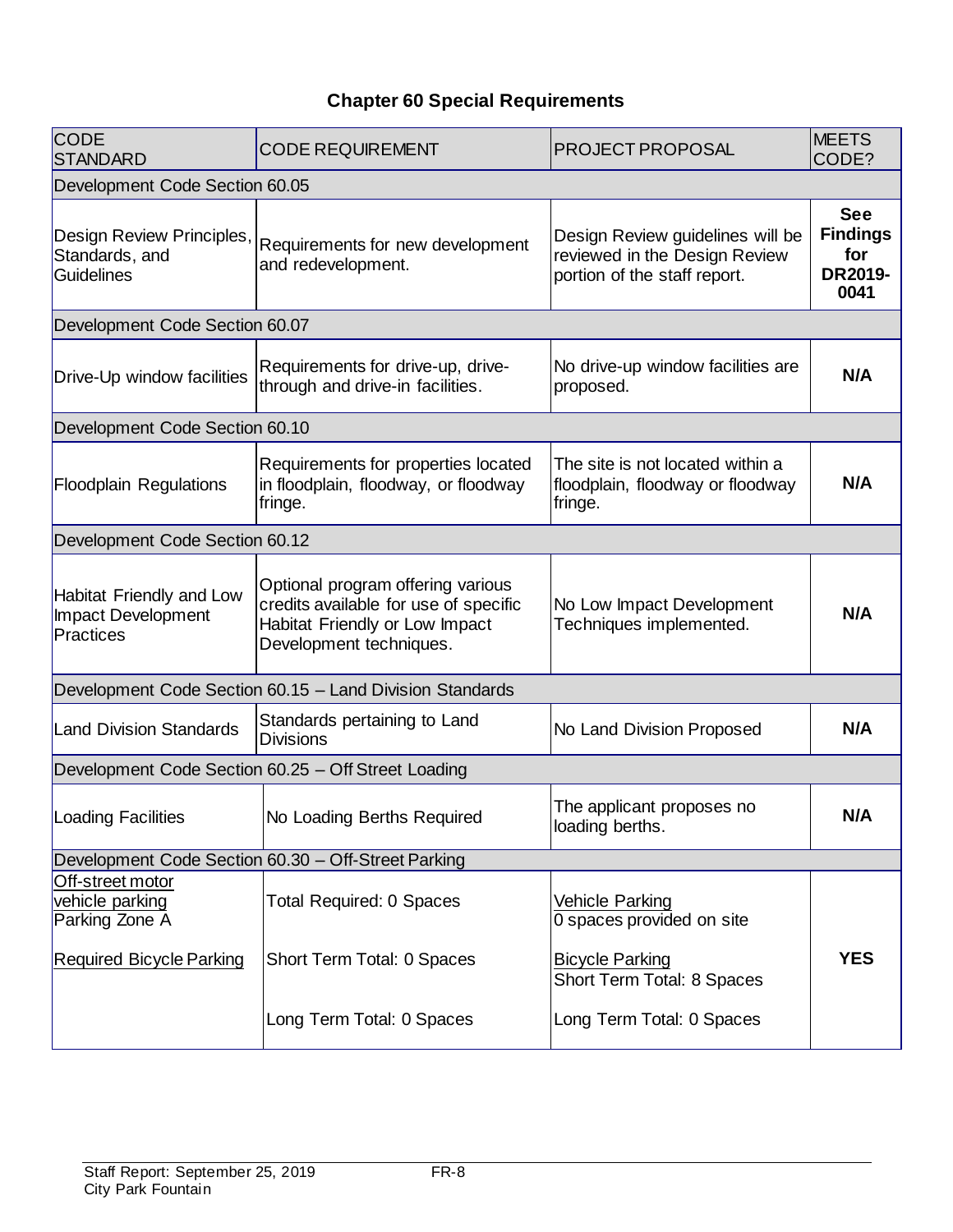## Chapter 60 Special Requirements

| CODE STANDARD | CODE REQUIREMENT | PROJECT PROPOSAL | MEETS CODE? |
|---|---|---|---|
| Development Code Section 60.05 | | | |
| Design Review Principles, Standards, and Guidelines | Requirements for new development and redevelopment. | Design Review guidelines will be reviewed in the Design Review portion of the staff report. | **See Findings for DR2019-0041** |
| Development Code Section 60.07 | | | |
| Drive-Up window facilities | Requirements for drive-up, drive-through and drive-in facilities. | No drive-up window facilities are proposed. | **N/A** |
| Development Code Section 60.10 | | | |
| Floodplain Regulations | Requirements for properties located in floodplain, floodway, or floodway fringe. | The site is not located within a floodplain, floodway or floodway fringe. | **N/A** |
| Development Code Section 60.12 | | | |
| Habitat Friendly and Low Impact Development Practices | Optional program offering various credits available for use of specific Habitat Friendly or Low Impact Development techniques. | No Low Impact Development Techniques implemented. | **N/A** |
| Development Code Section 60.15 – Land Division Standards | | | |
| Land Division Standards | Standards pertaining to Land Divisions | No Land Division Proposed | **N/A** |
| Development Code Section 60.25 – Off Street Loading | | | |
| Loading Facilities | No Loading Berths Required | The applicant proposes no loading berths. | **N/A** |
| Development Code Section 60.30 – Off-Street Parking | | | |
| Off-street motor vehicle parking<br>Parking Zone A | Total Required: 0 Spaces | Vehicle Parking<br>0 spaces provided on site | **YES** |
| Required Bicycle Parking | Short Term Total: 0 Spaces | Bicycle Parking<br>Short Term Total: 8 Spaces | |
| | Long Term Total: 0 Spaces | Long Term Total: 0 Spaces | |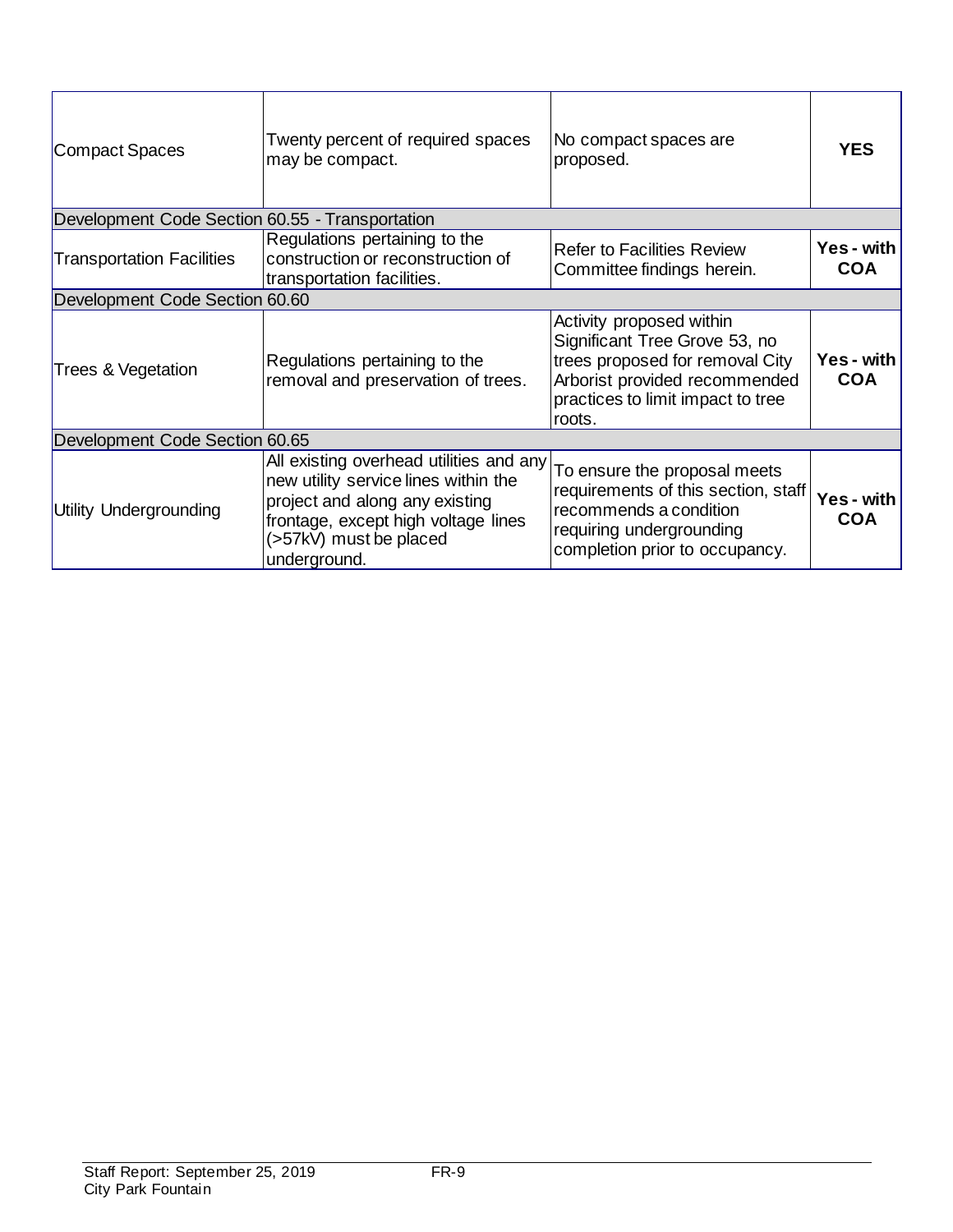| | | | |
|---|---|---|---|
| Compact Spaces | Twenty percent of required spaces may be compact. | No compact spaces are proposed. | **YES** |
| Development Code Section 60.55 - Transportation | | | |
| Transportation Facilities | Regulations pertaining to the construction or reconstruction of transportation facilities. | Refer to Facilities Review Committee findings herein. | **Yes - with COA** |
| Development Code Section 60.60 | | | |
| Trees & Vegetation | Regulations pertaining to the removal and preservation of trees. | Activity proposed within Significant Tree Grove 53, no trees proposed for removal City Arborist provided recommended practices to limit impact to tree roots. | **Yes - with COA** |
| Development Code Section 60.65 | | | |
| Utility Undergrounding | All existing overhead utilities and any new utility service lines within the project and along any existing frontage, except high voltage lines (>57kV) must be placed underground. | To ensure the proposal meets requirements of this section, staff recommends a condition requiring undergrounding completion prior to occupancy. | **Yes - with COA** |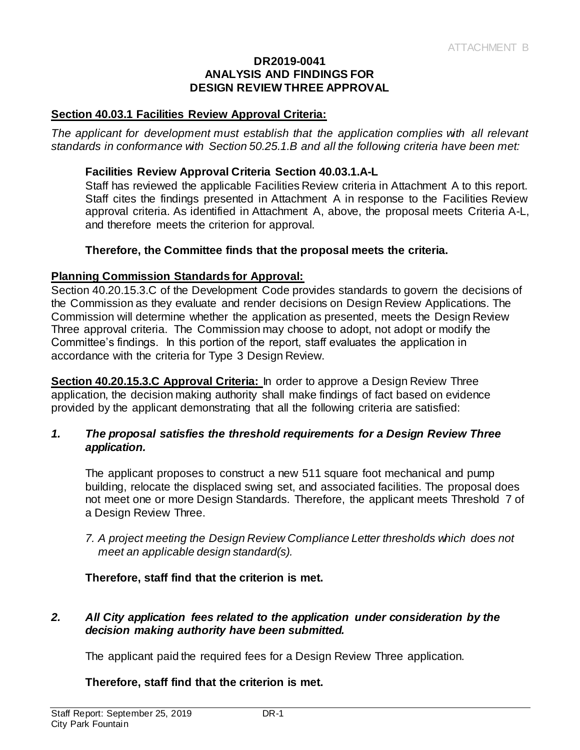ATTACHMENT B

**DR2019-0041**
**ANALYSIS AND FINDINGS FOR**
**DESIGN REVIEW THREE APPROVAL**

## Section 40.03.1 Facilities Review Approval Criteria:

*The applicant for development must establish that the application complies with all relevant standards in conformance with Section 50.25.1.B and all the following criteria have been met:*

### Facilities Review Approval Criteria Section 40.03.1.A-L

Staff has reviewed the applicable Facilities Review criteria in Attachment A to this report. Staff cites the findings presented in Attachment A in response to the Facilities Review approval criteria. As identified in Attachment A, above, the proposal meets Criteria A-L, and therefore meets the criterion for approval.

**Therefore, the Committee finds that the proposal meets the criteria.**

## Planning Commission Standards for Approval:

Section 40.20.15.3.C of the Development Code provides standards to govern the decisions of the Commission as they evaluate and render decisions on Design Review Applications. The Commission will determine whether the application as presented, meets the Design Review Three approval criteria. The Commission may choose to adopt, not adopt or modify the Committee's findings. In this portion of the report, staff evaluates the application in accordance with the criteria for Type 3 Design Review.

**Section 40.20.15.3.C Approval Criteria:** In order to approve a Design Review Three application, the decision making authority shall make findings of fact based on evidence provided by the applicant demonstrating that all the following criteria are satisfied:

***1. The proposal satisfies the threshold requirements for a Design Review Three application.***

The applicant proposes to construct a new 511 square foot mechanical and pump building, relocate the displaced swing set, and associated facilities. The proposal does not meet one or more Design Standards. Therefore, the applicant meets Threshold 7 of a Design Review Three.

*7. A project meeting the Design Review Compliance Letter thresholds which does not meet an applicable design standard(s).*

**Therefore, staff find that the criterion is met.**

***2. All City application fees related to the application under consideration by the decision making authority have been submitted.***

The applicant paid the required fees for a Design Review Three application.

**Therefore, staff find that the criterion is met.**

Staff Report: September 25, 2019
City Park Fountain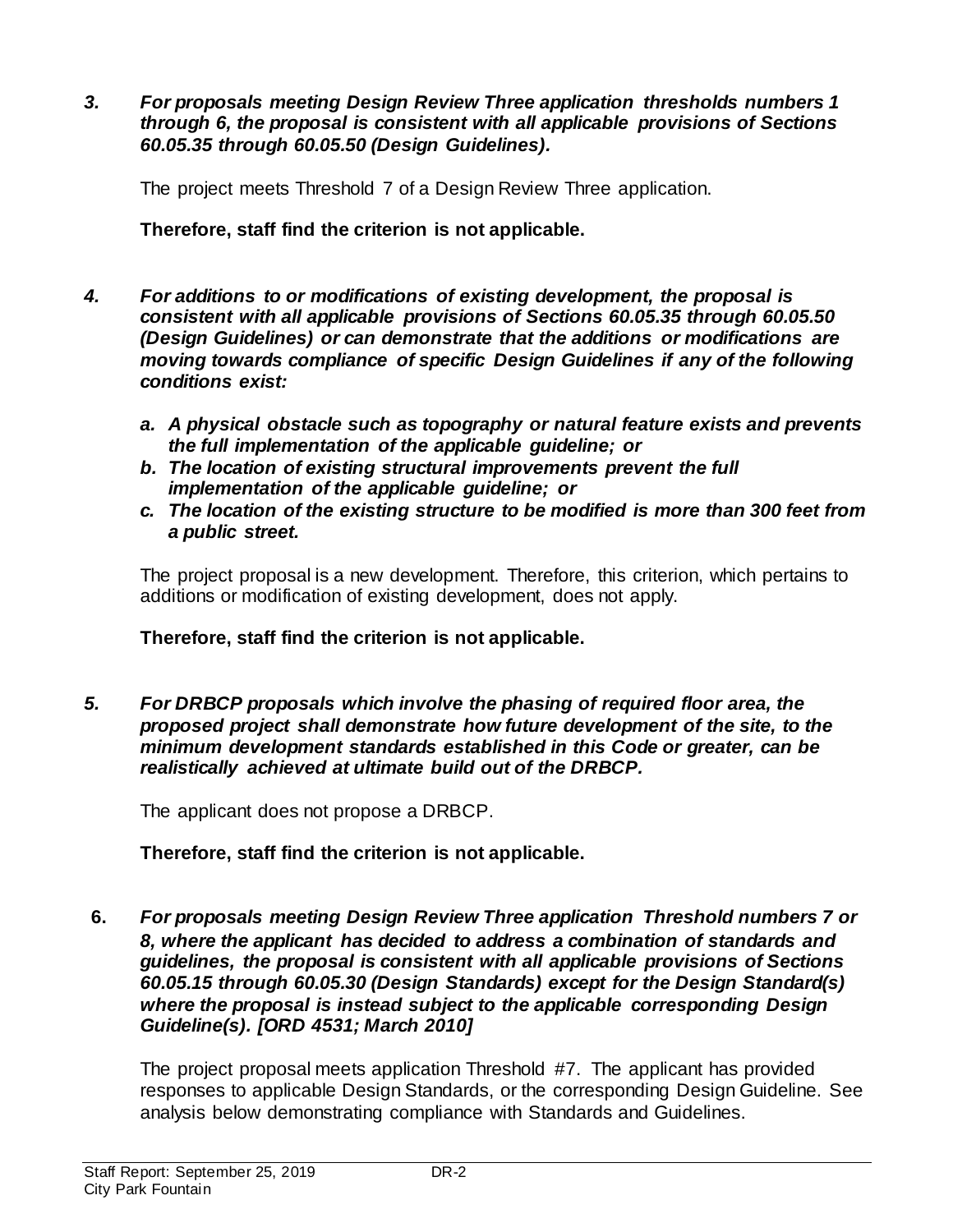***3. For proposals meeting Design Review Three application thresholds numbers 1 through 6, the proposal is consistent with all applicable provisions of Sections 60.05.35 through 60.05.50 (Design Guidelines).***

The project meets Threshold 7 of a Design Review Three application.

**Therefore, staff find the criterion is not applicable.**

***4. For additions to or modifications of existing development, the proposal is consistent with all applicable provisions of Sections 60.05.35 through 60.05.50 (Design Guidelines) or can demonstrate that the additions or modifications are moving towards compliance of specific Design Guidelines if any of the following conditions exist:***

- ***a. A physical obstacle such as topography or natural feature exists and prevents the full implementation of the applicable guideline; or***
- ***b. The location of existing structural improvements prevent the full implementation of the applicable guideline; or***
- ***c. The location of the existing structure to be modified is more than 300 feet from a public street.***

The project proposal is a new development. Therefore, this criterion, which pertains to additions or modification of existing development, does not apply.

**Therefore, staff find the criterion is not applicable.**

***5. For DRBCP proposals which involve the phasing of required floor area, the proposed project shall demonstrate how future development of the site, to the minimum development standards established in this Code or greater, can be realistically achieved at ultimate build out of the DRBCP.***

The applicant does not propose a DRBCP.

**Therefore, staff find the criterion is not applicable.**

**6.** ***For proposals meeting Design Review Three application Threshold numbers 7 or 8, where the applicant has decided to address a combination of standards and guidelines, the proposal is consistent with all applicable provisions of Sections 60.05.15 through 60.05.30 (Design Standards) except for the Design Standard(s) where the proposal is instead subject to the applicable corresponding Design Guideline(s). [ORD 4531; March 2010]***

The project proposal meets application Threshold #7. The applicant has provided responses to applicable Design Standards, or the corresponding Design Guideline. See analysis below demonstrating compliance with Standards and Guidelines.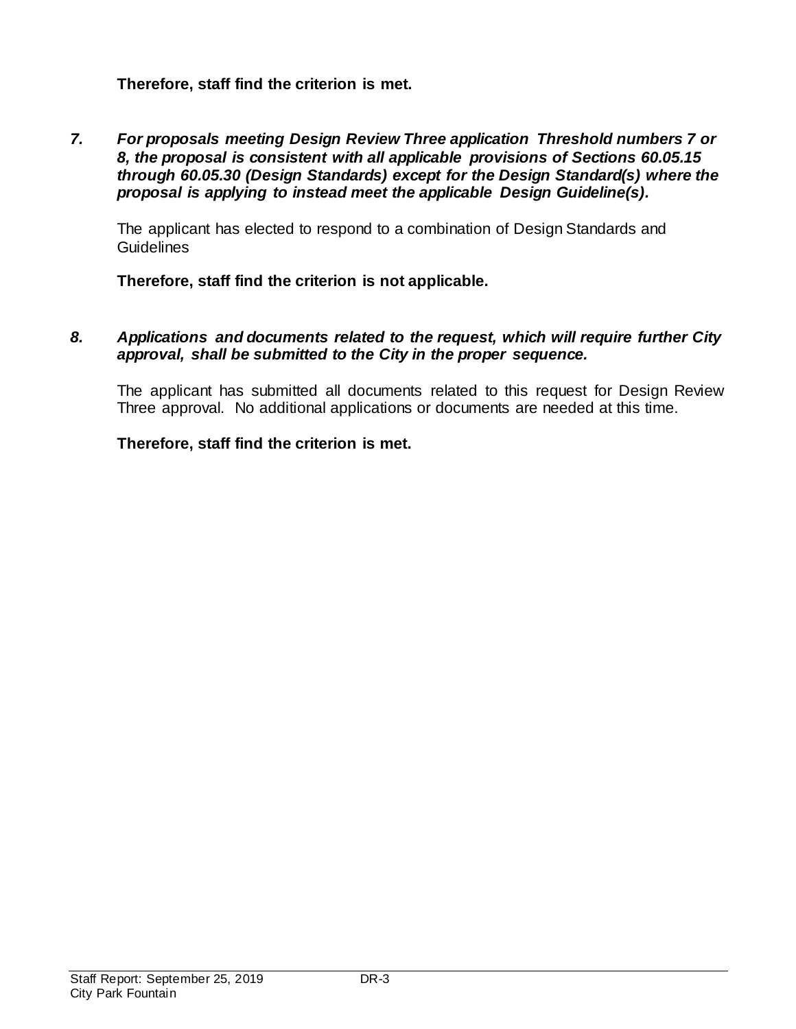**Therefore, staff find the criterion is met.**

7. ***For proposals meeting Design Review Three application Threshold numbers 7 or 8, the proposal is consistent with all applicable provisions of Sections 60.05.15 through 60.05.30 (Design Standards) except for the Design Standard(s) where the proposal is applying to instead meet the applicable Design Guideline(s).***

   The applicant has elected to respond to a combination of Design Standards and Guidelines

   **Therefore, staff find the criterion is not applicable.**

8. ***Applications and documents related to the request, which will require further City approval, shall be submitted to the City in the proper sequence.***

   The applicant has submitted all documents related to this request for Design Review Three approval. No additional applications or documents are needed at this time.

   **Therefore, staff find the criterion is met.**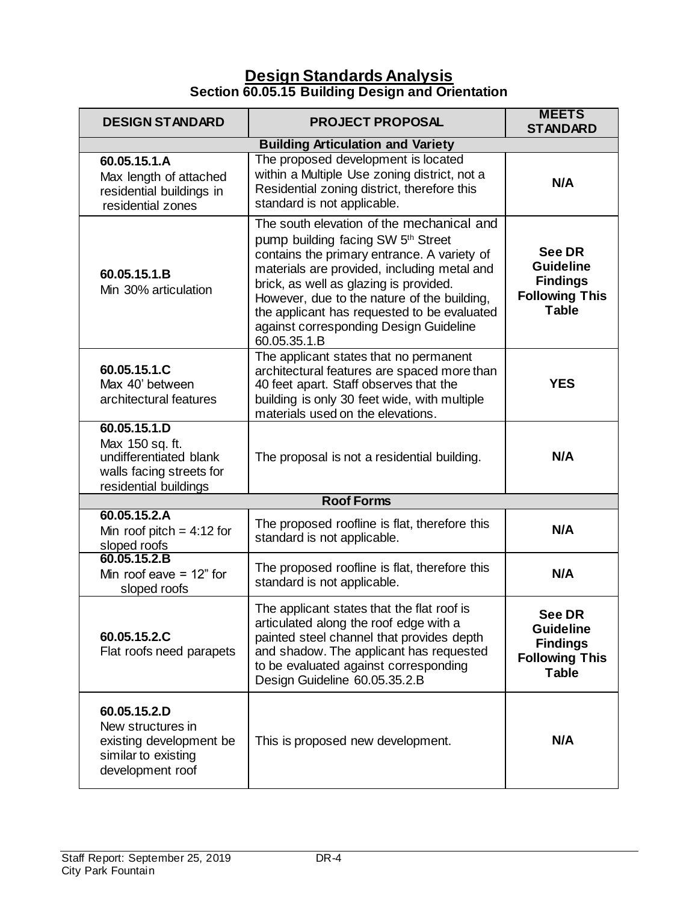## Design Standards Analysis

**Section 60.05.15 Building Design and Orientation**

| DESIGN STANDARD | PROJECT PROPOSAL | MEETS STANDARD |
|---|---|---|
| **Building Articulation and Variety** | | |
| **60.05.15.1.A** Max length of attached residential buildings in residential zones | The proposed development is located within a Multiple Use zoning district, not a Residential zoning district, therefore this standard is not applicable. | **N/A** |
| **60.05.15.1.B** Min 30% articulation | The south elevation of the mechanical and pump building facing SW 5th Street contains the primary entrance. A variety of materials are provided, including metal and brick, as well as glazing is provided. However, due to the nature of the building, the applicant has requested to be evaluated against corresponding Design Guideline 60.05.35.1.B | **See DR Guideline Findings Following This Table** |
| **60.05.15.1.C** Max 40' between architectural features | The applicant states that no permanent architectural features are spaced more than 40 feet apart. Staff observes that the building is only 30 feet wide, with multiple materials used on the elevations. | **YES** |
| **60.05.15.1.D** Max 150 sq. ft. undifferentiated blank walls facing streets for residential buildings | The proposal is not a residential building. | **N/A** |
| **Roof Forms** | | |
| **60.05.15.2.A** Min roof pitch = 4:12 for sloped roofs | The proposed roofline is flat, therefore this standard is not applicable. | **N/A** |
| **60.05.15.2.B** Min roof eave = 12" for sloped roofs | The proposed roofline is flat, therefore this standard is not applicable. | **N/A** |
| **60.05.15.2.C** Flat roofs need parapets | The applicant states that the flat roof is articulated along the roof edge with a painted steel channel that provides depth and shadow. The applicant has requested to be evaluated against corresponding Design Guideline 60.05.35.2.B | **See DR Guideline Findings Following This Table** |
| **60.05.15.2.D** New structures in existing development be similar to existing development roof | This is proposed new development. | **N/A** |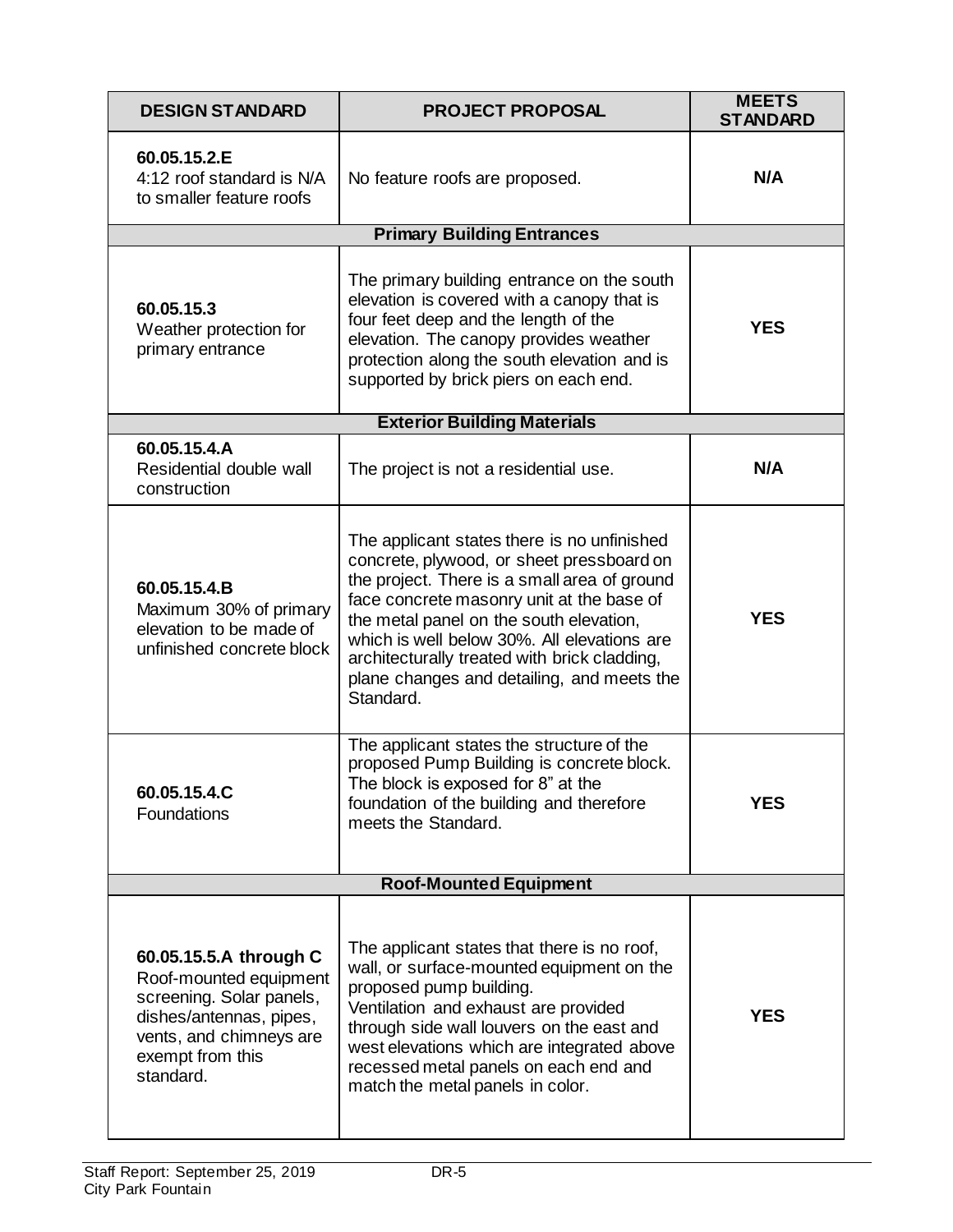| DESIGN STANDARD | PROJECT PROPOSAL | MEETS STANDARD |
| --- | --- | --- |
| **60.05.15.2.E** 4:12 roof standard is N/A to smaller feature roofs | No feature roofs are proposed. | **N/A** |
| **Primary Building Entrances** | | |
| **60.05.15.3** Weather protection for primary entrance | The primary building entrance on the south elevation is covered with a canopy that is four feet deep and the length of the elevation. The canopy provides weather protection along the south elevation and is supported by brick piers on each end. | **YES** |
| **Exterior Building Materials** | | |
| **60.05.15.4.A** Residential double wall construction | The project is not a residential use. | **N/A** |
| **60.05.15.4.B** Maximum 30% of primary elevation to be made of unfinished concrete block | The applicant states there is no unfinished concrete, plywood, or sheet pressboard on the project. There is a small area of ground face concrete masonry unit at the base of the metal panel on the south elevation, which is well below 30%. All elevations are architecturally treated with brick cladding, plane changes and detailing, and meets the Standard. | **YES** |
| **60.05.15.4.C** Foundations | The applicant states the structure of the proposed Pump Building is concrete block. The block is exposed for 8" at the foundation of the building and therefore meets the Standard. | **YES** |
| **Roof-Mounted Equipment** | | |
| **60.05.15.5.A through C** Roof-mounted equipment screening. Solar panels, dishes/antennas, pipes, vents, and chimneys are exempt from this standard. | The applicant states that there is no roof, wall, or surface-mounted equipment on the proposed pump building. Ventilation and exhaust are provided through side wall louvers on the east and west elevations which are integrated above recessed metal panels on each end and match the metal panels in color. | **YES** |

Staff Report: September 25, 2019 DR-5
City Park Fountain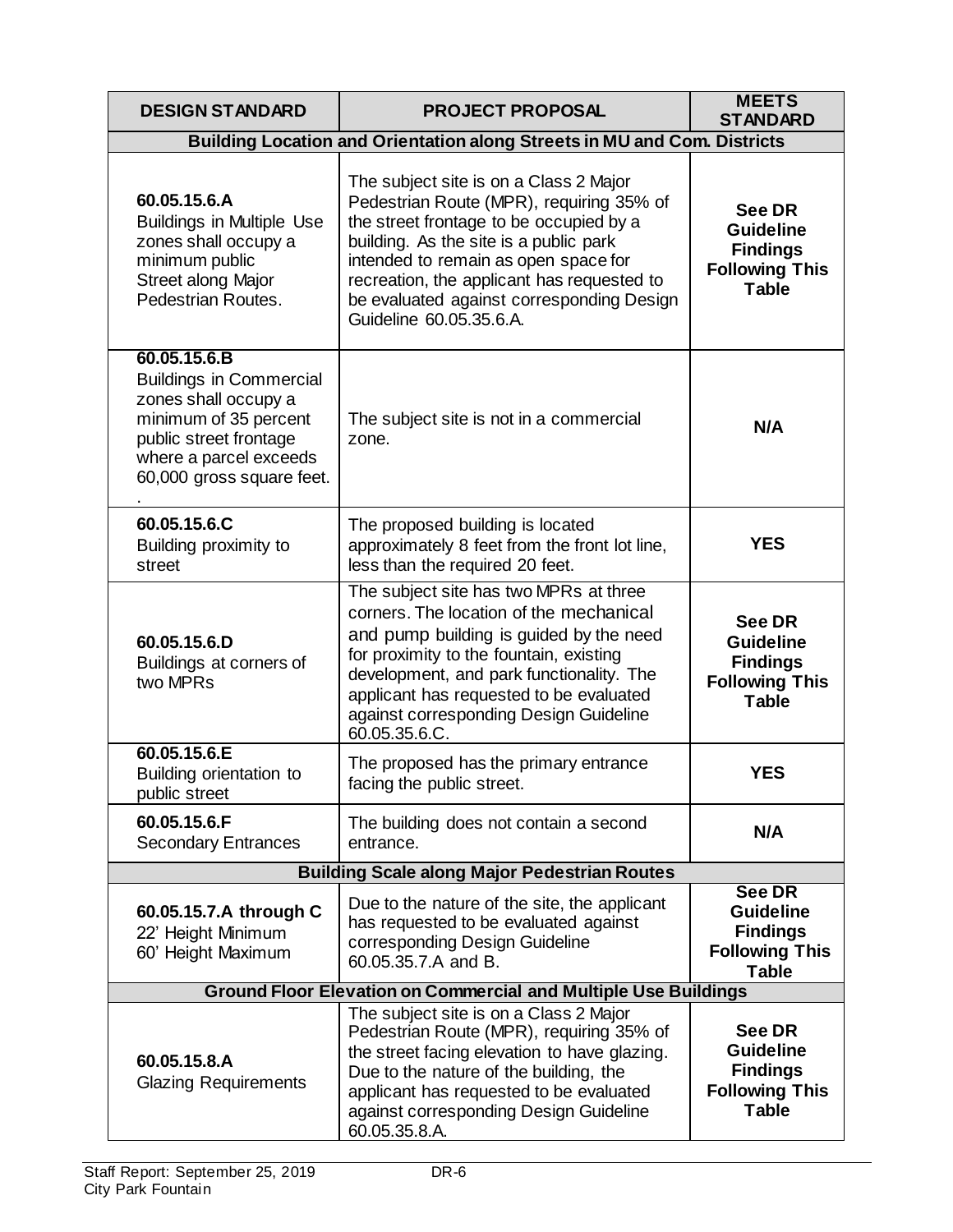| DESIGN STANDARD | PROJECT PROPOSAL | MEETS STANDARD |
|---|---|---|
| **Building Location and Orientation along Streets in MU and Com. Districts** | | |
| **60.05.15.6.A** Buildings in Multiple Use zones shall occupy a minimum public Street along Major Pedestrian Routes. | The subject site is on a Class 2 Major Pedestrian Route (MPR), requiring 35% of the street frontage to be occupied by a building. As the site is a public park intended to remain as open space for recreation, the applicant has requested to be evaluated against corresponding Design Guideline 60.05.35.6.A. | **See DR Guideline Findings Following This Table** |
| **60.05.15.6.B** Buildings in Commercial zones shall occupy a minimum of 35 percent public street frontage where a parcel exceeds 60,000 gross square feet. . | The subject site is not in a commercial zone. | **N/A** |
| **60.05.15.6.C** Building proximity to street | The proposed building is located approximately 8 feet from the front lot line, less than the required 20 feet. | **YES** |
| **60.05.15.6.D** Buildings at corners of two MPRs | The subject site has two MPRs at three corners. The location of the mechanical and pump building is guided by the need for proximity to the fountain, existing development, and park functionality. The applicant has requested to be evaluated against corresponding Design Guideline 60.05.35.6.C. | **See DR Guideline Findings Following This Table** |
| **60.05.15.6.E** Building orientation to public street | The proposed has the primary entrance facing the public street. | **YES** |
| **60.05.15.6.F** Secondary Entrances | The building does not contain a second entrance. | **N/A** |
| **Building Scale along Major Pedestrian Routes** | | |
| **60.05.15.7.A through C** 22' Height Minimum 60' Height Maximum | Due to the nature of the site, the applicant has requested to be evaluated against corresponding Design Guideline 60.05.35.7.A and B. | **See DR Guideline Findings Following This Table** |
| **Ground Floor Elevation on Commercial and Multiple Use Buildings** | | |
| **60.05.15.8.A** Glazing Requirements | The subject site is on a Class 2 Major Pedestrian Route (MPR), requiring 35% of the street facing elevation to have glazing. Due to the nature of the building, the applicant has requested to be evaluated against corresponding Design Guideline 60.05.35.8.A. | **See DR Guideline Findings Following This Table** |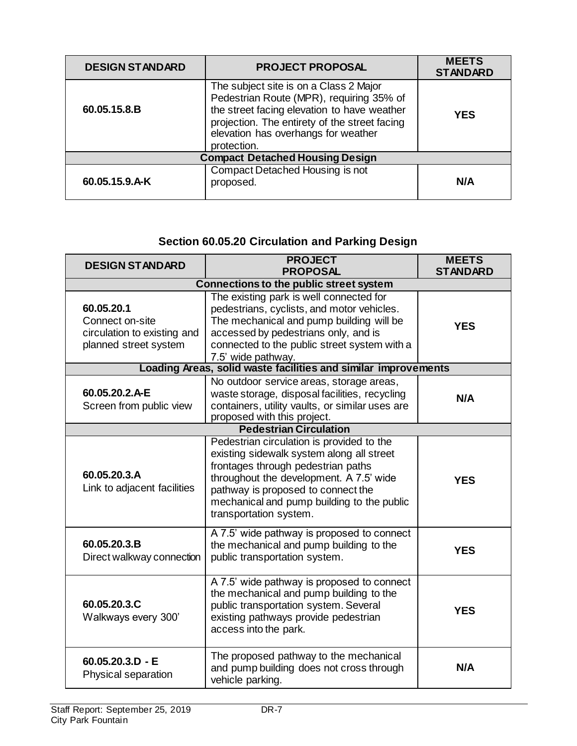| DESIGN STANDARD | PROJECT PROPOSAL | MEETS STANDARD |
|---|---|---|
| **60.05.15.8.B** | The subject site is on a Class 2 Major Pedestrian Route (MPR), requiring 35% of the street facing elevation to have weather projection. The entirety of the street facing elevation has overhangs for weather protection. | **YES** |
| **Compact Detached Housing Design** | | |
| **60.05.15.9.A-K** | Compact Detached Housing is not proposed. | **N/A** |

### Section 60.05.20 Circulation and Parking Design

| DESIGN STANDARD | PROJECT PROPOSAL | MEETS STANDARD |
|---|---|---|
| **Connections to the public street system** | | |
| **60.05.20.1** Connect on-site circulation to existing and planned street system | The existing park is well connected for pedestrians, cyclists, and motor vehicles. The mechanical and pump building will be accessed by pedestrians only, and is connected to the public street system with a 7.5' wide pathway. | **YES** |
| **Loading Areas, solid waste facilities and similar improvements** | | |
| **60.05.20.2.A-E** Screen from public view | No outdoor service areas, storage areas, waste storage, disposal facilities, recycling containers, utility vaults, or similar uses are proposed with this project. | **N/A** |
| **Pedestrian Circulation** | | |
| **60.05.20.3.A** Link to adjacent facilities | Pedestrian circulation is provided to the existing sidewalk system along all street frontages through pedestrian paths throughout the development. A 7.5' wide pathway is proposed to connect the mechanical and pump building to the public transportation system. | **YES** |
| **60.05.20.3.B** Direct walkway connection | A 7.5' wide pathway is proposed to connect the mechanical and pump building to the public transportation system. | **YES** |
| **60.05.20.3.C** Walkways every 300' | A 7.5' wide pathway is proposed to connect the mechanical and pump building to the public transportation system. Several existing pathways provide pedestrian access into the park. | **YES** |
| **60.05.20.3.D - E** Physical separation | The proposed pathway to the mechanical and pump building does not cross through vehicle parking. | **N/A** |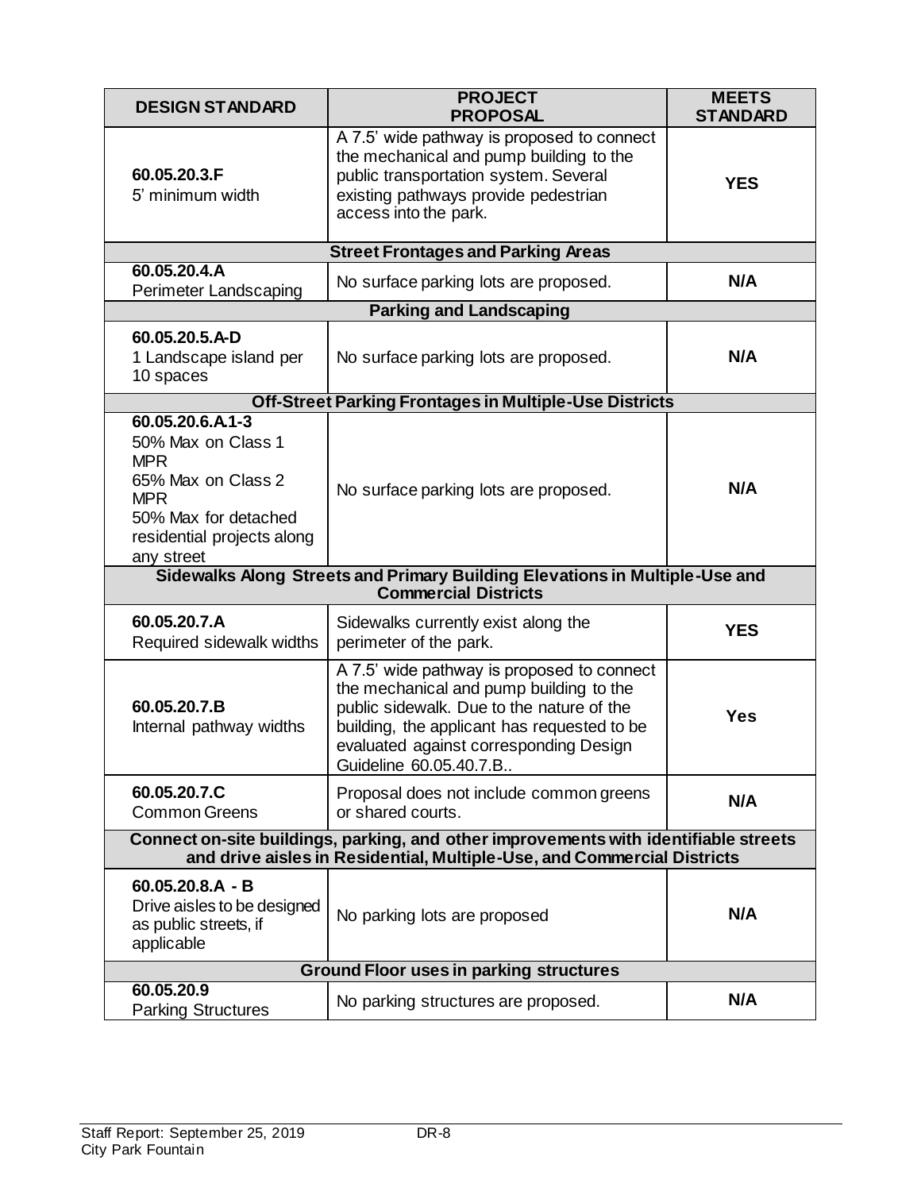| DESIGN STANDARD | PROJECT PROPOSAL | MEETS STANDARD |
|---|---|---|
| **60.05.20.3.F** 5' minimum width | A 7.5' wide pathway is proposed to connect the mechanical and pump building to the public transportation system. Several existing pathways provide pedestrian access into the park. | **YES** |
| **Street Frontages and Parking Areas** | | |
| **60.05.20.4.A** Perimeter Landscaping | No surface parking lots are proposed. | **N/A** |
| **Parking and Landscaping** | | |
| **60.05.20.5.A-D** 1 Landscape island per 10 spaces | No surface parking lots are proposed. | **N/A** |
| **Off-Street Parking Frontages in Multiple-Use Districts** | | |
| **60.05.20.6.A.1-3** 50% Max on Class 1 MPR 65% Max on Class 2 MPR 50% Max for detached residential projects along any street | No surface parking lots are proposed. | **N/A** |
| **Sidewalks Along Streets and Primary Building Elevations in Multiple-Use and Commercial Districts** | | |
| **60.05.20.7.A** Required sidewalk widths | Sidewalks currently exist along the perimeter of the park. | **YES** |
| **60.05.20.7.B** Internal pathway widths | A 7.5' wide pathway is proposed to connect the mechanical and pump building to the public sidewalk. Due to the nature of the building, the applicant has requested to be evaluated against corresponding Design Guideline 60.05.40.7.B.. | **Yes** |
| **60.05.20.7.C** Common Greens | Proposal does not include common greens or shared courts. | **N/A** |
| **Connect on-site buildings, parking, and other improvements with identifiable streets and drive aisles in Residential, Multiple-Use, and Commercial Districts** | | |
| **60.05.20.8.A - B** Drive aisles to be designed as public streets, if applicable | No parking lots are proposed | **N/A** |
| **Ground Floor uses in parking structures** | | |
| **60.05.20.9** Parking Structures | No parking structures are proposed. | **N/A** |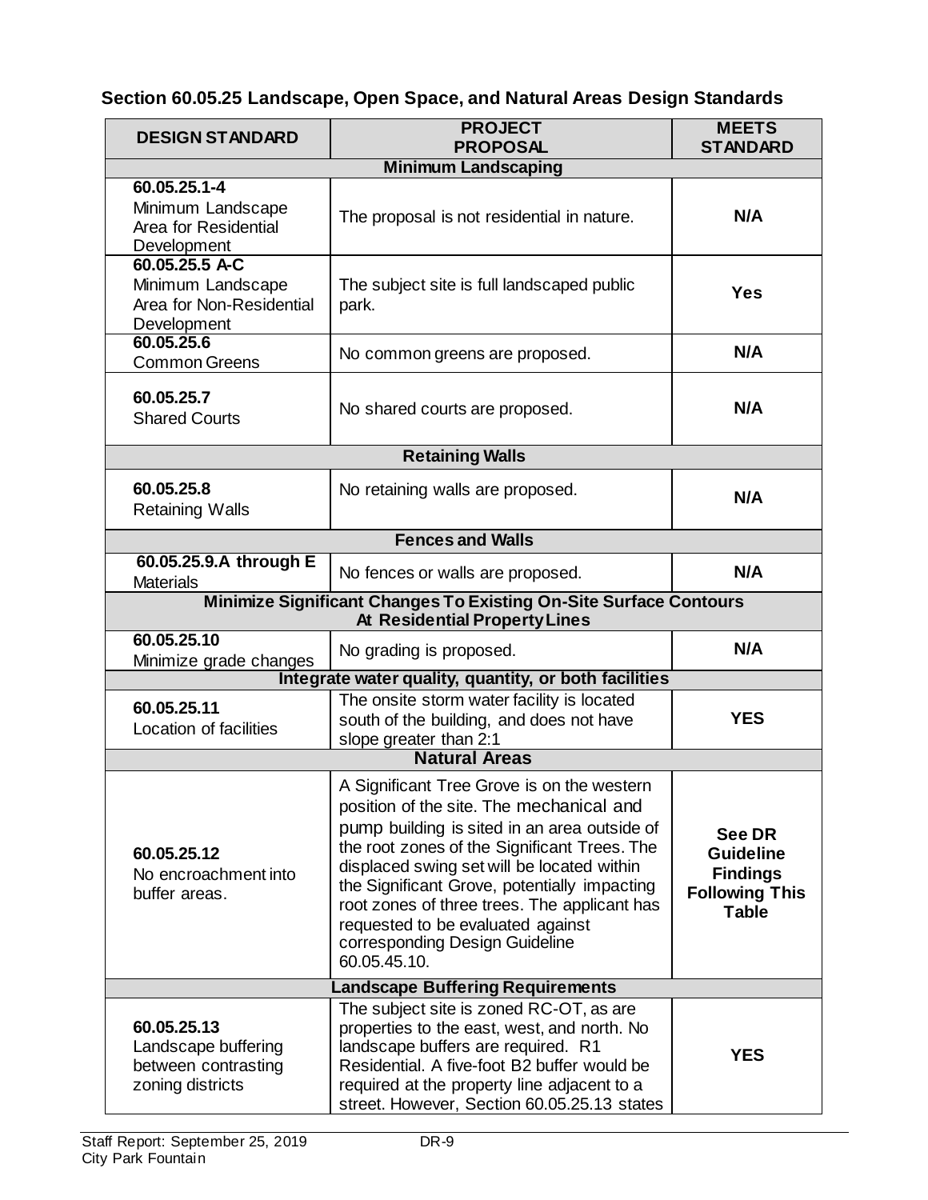### Section 60.05.25 Landscape, Open Space, and Natural Areas Design Standards

| DESIGN STANDARD | PROJECT PROPOSAL | MEETS STANDARD |
|---|---|---|
| **Minimum Landscaping** | | |
| **60.05.25.1-4** Minimum Landscape Area for Residential Development | The proposal is not residential in nature. | **N/A** |
| **60.05.25.5 A-C** Minimum Landscape Area for Non-Residential Development | The subject site is full landscaped public park. | **Yes** |
| **60.05.25.6** Common Greens | No common greens are proposed. | **N/A** |
| **60.05.25.7** Shared Courts | No shared courts are proposed. | **N/A** |
| **Retaining Walls** | | |
| **60.05.25.8** Retaining Walls | No retaining walls are proposed. | **N/A** |
| **Fences and Walls** | | |
| **60.05.25.9.A through E** Materials | No fences or walls are proposed. | **N/A** |
| **Minimize Significant Changes To Existing On-Site Surface Contours At Residential Property Lines** | | |
| **60.05.25.10** Minimize grade changes | No grading is proposed. | **N/A** |
| **Integrate water quality, quantity, or both facilities** | | |
| **60.05.25.11** Location of facilities | The onsite storm water facility is located south of the building, and does not have slope greater than 2:1 | **YES** |
| **Natural Areas** | | |
| **60.05.25.12** No encroachment into buffer areas. | A Significant Tree Grove is on the western position of the site. The mechanical and pump building is sited in an area outside of the root zones of the Significant Trees. The displaced swing set will be located within the Significant Grove, potentially impacting root zones of three trees. The applicant has requested to be evaluated against corresponding Design Guideline 60.05.45.10. | **See DR Guideline Findings Following This Table** |
| **Landscape Buffering Requirements** | | |
| **60.05.25.13** Landscape buffering between contrasting zoning districts | The subject site is zoned RC-OT, as are properties to the east, west, and north. No landscape buffers are required. R1 Residential. A five-foot B2 buffer would be required at the property line adjacent to a street. However, Section 60.05.25.13 states | **YES** |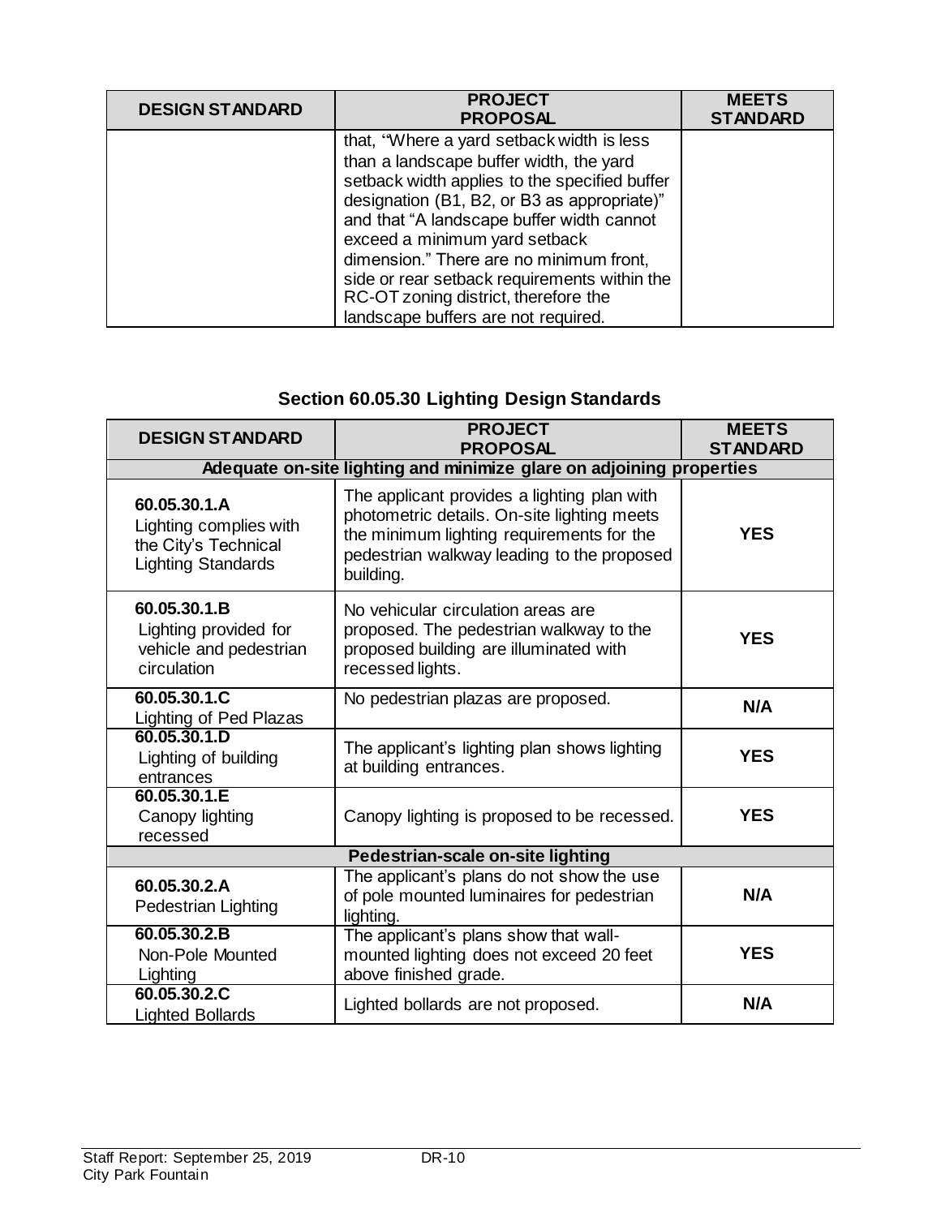| DESIGN STANDARD | PROJECT PROPOSAL | MEETS STANDARD |
|---|---|---|
| | that, "Where a yard setback width is less than a landscape buffer width, the yard setback width applies to the specified buffer designation (B1, B2, or B3 as appropriate)" and that "A landscape buffer width cannot exceed a minimum yard setback dimension." There are no minimum front, side or rear setback requirements within the RC-OT zoning district, therefore the landscape buffers are not required. | |

## Section 60.05.30 Lighting Design Standards

| DESIGN STANDARD | PROJECT PROPOSAL | MEETS STANDARD |
|---|---|---|
| **Adequate on-site lighting and minimize glare on adjoining properties** | | |
| **60.05.30.1.A** Lighting complies with the City's Technical Lighting Standards | The applicant provides a lighting plan with photometric details. On-site lighting meets the minimum lighting requirements for the pedestrian walkway leading to the proposed building. | **YES** |
| **60.05.30.1.B** Lighting provided for vehicle and pedestrian circulation | No vehicular circulation areas are proposed. The pedestrian walkway to the proposed building are illuminated with recessed lights. | **YES** |
| **60.05.30.1.C** Lighting of Ped Plazas | No pedestrian plazas are proposed. | **N/A** |
| **60.05.30.1.D** Lighting of building entrances | The applicant's lighting plan shows lighting at building entrances. | **YES** |
| **60.05.30.1.E** Canopy lighting recessed | Canopy lighting is proposed to be recessed. | **YES** |
| **Pedestrian-scale on-site lighting** | | |
| **60.05.30.2.A** Pedestrian Lighting | The applicant's plans do not show the use of pole mounted luminaires for pedestrian lighting. | **N/A** |
| **60.05.30.2.B** Non-Pole Mounted Lighting | The applicant's plans show that wall-mounted lighting does not exceed 20 feet above finished grade. | **YES** |
| **60.05.30.2.C** Lighted Bollards | Lighted bollards are not proposed. | **N/A** |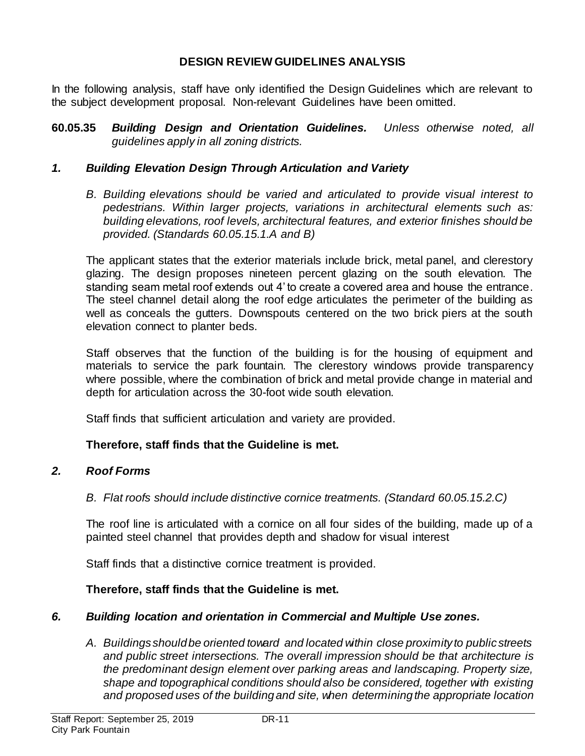## DESIGN REVIEW GUIDELINES ANALYSIS

In the following analysis, staff have only identified the Design Guidelines which are relevant to the subject development proposal. Non-relevant Guidelines have been omitted.

**60.05.35** ***Building Design and Orientation Guidelines.*** *Unless otherwise noted, all guidelines apply in all zoning districts.*

### *1. Building Elevation Design Through Articulation and Variety*

*B. Building elevations should be varied and articulated to provide visual interest to pedestrians. Within larger projects, variations in architectural elements such as: building elevations, roof levels, architectural features, and exterior finishes should be provided. (Standards 60.05.15.1.A and B)*

The applicant states that the exterior materials include brick, metal panel, and clerestory glazing. The design proposes nineteen percent glazing on the south elevation. The standing seam metal roof extends out 4' to create a covered area and house the entrance. The steel channel detail along the roof edge articulates the perimeter of the building as well as conceals the gutters. Downspouts centered on the two brick piers at the south elevation connect to planter beds.

Staff observes that the function of the building is for the housing of equipment and materials to service the park fountain. The clerestory windows provide transparency where possible, where the combination of brick and metal provide change in material and depth for articulation across the 30-foot wide south elevation.

Staff finds that sufficient articulation and variety are provided.

**Therefore, staff finds that the Guideline is met.**

### *2. Roof Forms*

*B. Flat roofs should include distinctive cornice treatments. (Standard 60.05.15.2.C)*

The roof line is articulated with a cornice on all four sides of the building, made up of a painted steel channel that provides depth and shadow for visual interest

Staff finds that a distinctive cornice treatment is provided.

**Therefore, staff finds that the Guideline is met.**

### *6. Building location and orientation in Commercial and Multiple Use zones.*

*A. Buildings should be oriented toward and located within close proximity to public streets and public street intersections. The overall impression should be that architecture is the predominant design element over parking areas and landscaping. Property size, shape and topographical conditions should also be considered, together with existing and proposed uses of the building and site, when determining the appropriate location*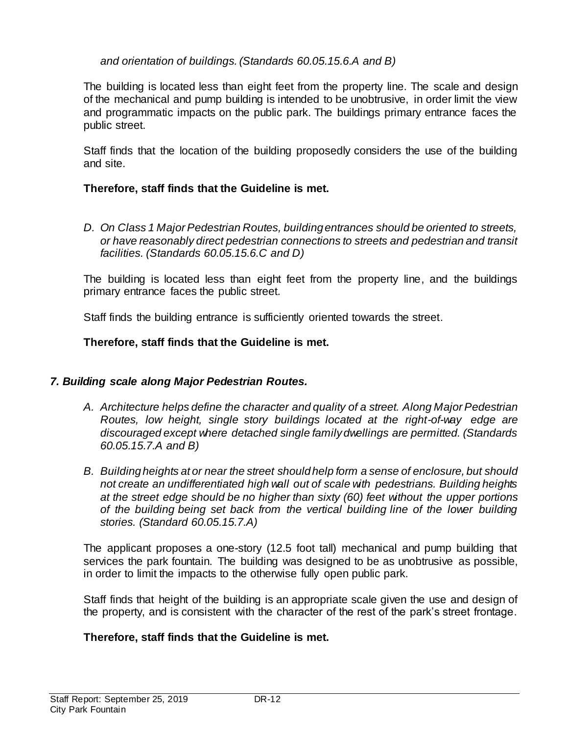*and orientation of buildings. (Standards 60.05.15.6.A and B)*

The building is located less than eight feet from the property line. The scale and design of the mechanical and pump building is intended to be unobtrusive, in order limit the view and programmatic impacts on the public park. The buildings primary entrance faces the public street.

Staff finds that the location of the building proposedly considers the use of the building and site.

**Therefore, staff finds that the Guideline is met.**

*D. On Class 1 Major Pedestrian Routes, building entrances should be oriented to streets, or have reasonably direct pedestrian connections to streets and pedestrian and transit facilities. (Standards 60.05.15.6.C and D)*

The building is located less than eight feet from the property line, and the buildings primary entrance faces the public street.

Staff finds the building entrance is sufficiently oriented towards the street.

**Therefore, staff finds that the Guideline is met.**

### *7. Building scale along Major Pedestrian Routes.*

*A. Architecture helps define the character and quality of a street. Along Major Pedestrian Routes, low height, single story buildings located at the right-of-way edge are discouraged except where detached single family dwellings are permitted. (Standards 60.05.15.7.A and B)*

*B. Building heights at or near the street should help form a sense of enclosure, but should not create an undifferentiated high wall out of scale with pedestrians. Building heights at the street edge should be no higher than sixty (60) feet without the upper portions of the building being set back from the vertical building line of the lower building stories. (Standard 60.05.15.7.A)*

The applicant proposes a one-story (12.5 foot tall) mechanical and pump building that services the park fountain. The building was designed to be as unobtrusive as possible, in order to limit the impacts to the otherwise fully open public park.

Staff finds that height of the building is an appropriate scale given the use and design of the property, and is consistent with the character of the rest of the park's street frontage.

**Therefore, staff finds that the Guideline is met.**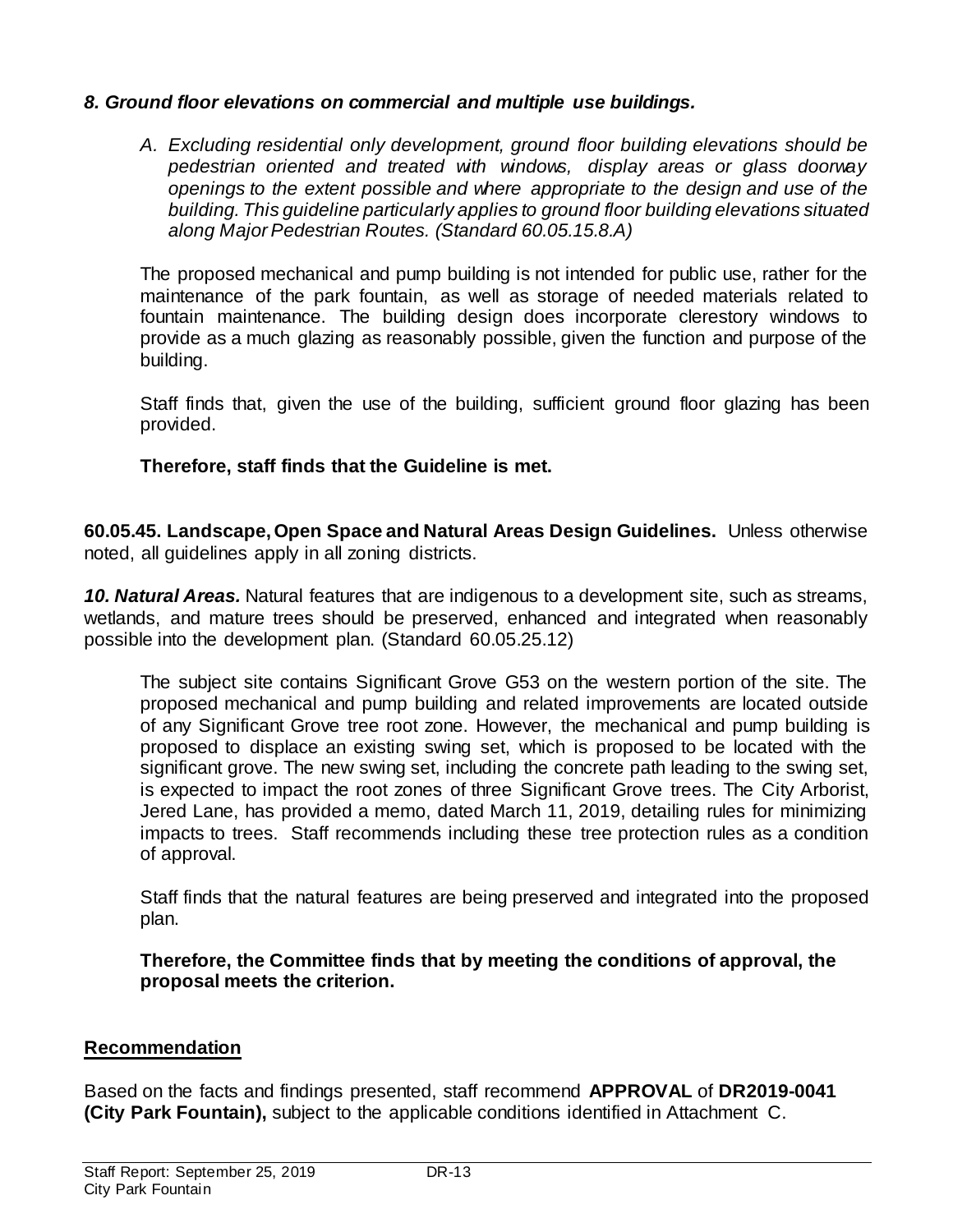***8. Ground floor elevations on commercial and multiple use buildings.***

*A. Excluding residential only development, ground floor building elevations should be pedestrian oriented and treated with windows, display areas or glass doorway openings to the extent possible and where appropriate to the design and use of the building. This guideline particularly applies to ground floor building elevations situated along Major Pedestrian Routes. (Standard 60.05.15.8.A)*

The proposed mechanical and pump building is not intended for public use, rather for the maintenance of the park fountain, as well as storage of needed materials related to fountain maintenance. The building design does incorporate clerestory windows to provide as a much glazing as reasonably possible, given the function and purpose of the building.

Staff finds that, given the use of the building, sufficient ground floor glazing has been provided.

**Therefore, staff finds that the Guideline is met.**

**60.05.45. Landscape, Open Space and Natural Areas Design Guidelines.** Unless otherwise noted, all guidelines apply in all zoning districts.

***10. Natural Areas.*** Natural features that are indigenous to a development site, such as streams, wetlands, and mature trees should be preserved, enhanced and integrated when reasonably possible into the development plan. (Standard 60.05.25.12)

The subject site contains Significant Grove G53 on the western portion of the site. The proposed mechanical and pump building and related improvements are located outside of any Significant Grove tree root zone. However, the mechanical and pump building is proposed to displace an existing swing set, which is proposed to be located with the significant grove. The new swing set, including the concrete path leading to the swing set, is expected to impact the root zones of three Significant Grove trees. The City Arborist, Jered Lane, has provided a memo, dated March 11, 2019, detailing rules for minimizing impacts to trees. Staff recommends including these tree protection rules as a condition of approval.

Staff finds that the natural features are being preserved and integrated into the proposed plan.

**Therefore, the Committee finds that by meeting the conditions of approval, the proposal meets the criterion.**

## Recommendation

Based on the facts and findings presented, staff recommend **APPROVAL** of **DR2019-0041 (City Park Fountain),** subject to the applicable conditions identified in Attachment C.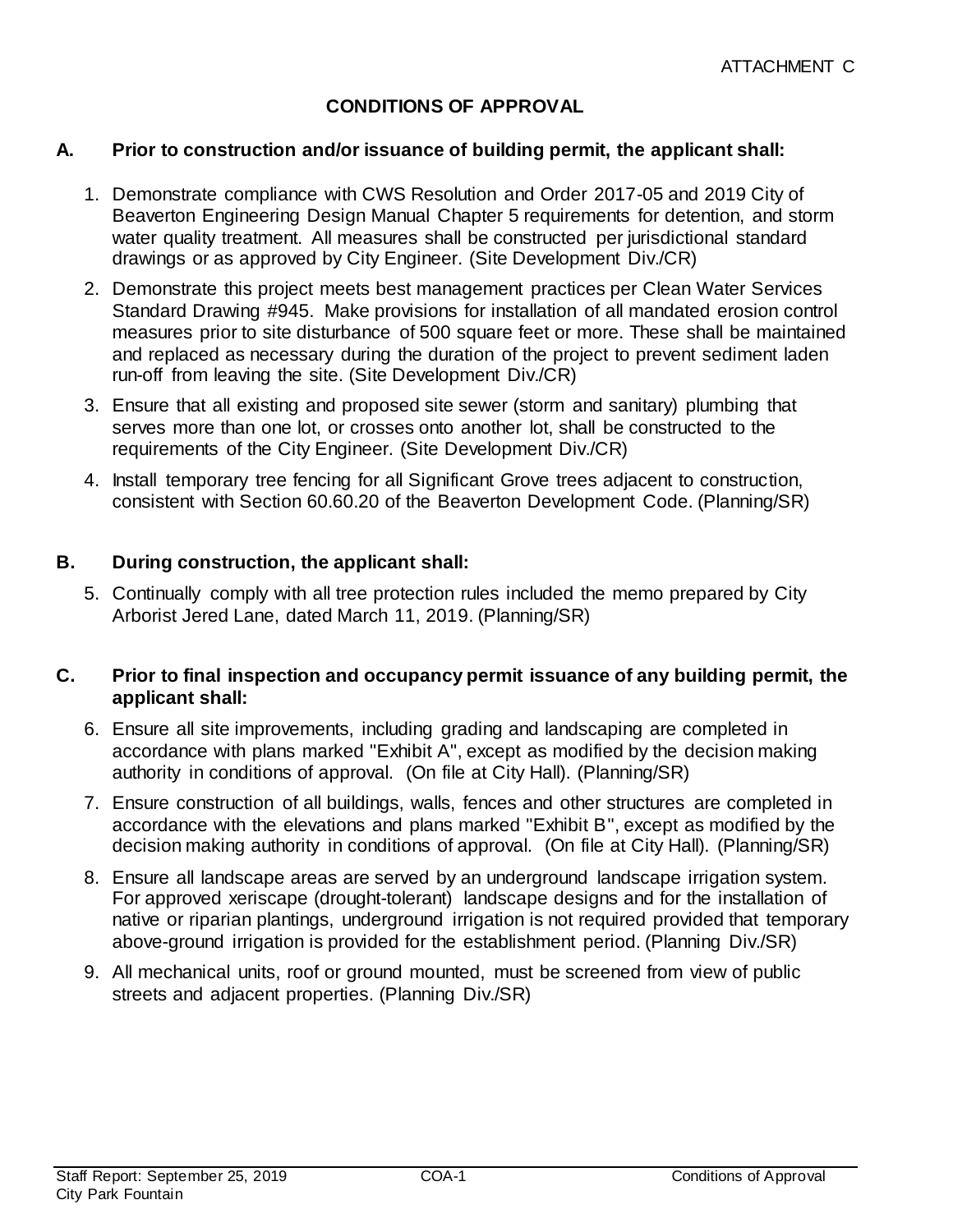ATTACHMENT C

# CONDITIONS OF APPROVAL

## A. Prior to construction and/or issuance of building permit, the applicant shall:

1. Demonstrate compliance with CWS Resolution and Order 2017-05 and 2019 City of Beaverton Engineering Design Manual Chapter 5 requirements for detention, and storm water quality treatment. All measures shall be constructed per jurisdictional standard drawings or as approved by City Engineer. (Site Development Div./CR)
2. Demonstrate this project meets best management practices per Clean Water Services Standard Drawing #945. Make provisions for installation of all mandated erosion control measures prior to site disturbance of 500 square feet or more. These shall be maintained and replaced as necessary during the duration of the project to prevent sediment laden run-off from leaving the site. (Site Development Div./CR)
3. Ensure that all existing and proposed site sewer (storm and sanitary) plumbing that serves more than one lot, or crosses onto another lot, shall be constructed to the requirements of the City Engineer. (Site Development Div./CR)
4. Install temporary tree fencing for all Significant Grove trees adjacent to construction, consistent with Section 60.60.20 of the Beaverton Development Code. (Planning/SR)

## B. During construction, the applicant shall:

5. Continually comply with all tree protection rules included the memo prepared by City Arborist Jered Lane, dated March 11, 2019. (Planning/SR)

## C. Prior to final inspection and occupancy permit issuance of any building permit, the applicant shall:

6. Ensure all site improvements, including grading and landscaping are completed in accordance with plans marked "Exhibit A", except as modified by the decision making authority in conditions of approval. (On file at City Hall). (Planning/SR)
7. Ensure construction of all buildings, walls, fences and other structures are completed in accordance with the elevations and plans marked "Exhibit B", except as modified by the decision making authority in conditions of approval. (On file at City Hall). (Planning/SR)
8. Ensure all landscape areas are served by an underground landscape irrigation system. For approved xeriscape (drought-tolerant) landscape designs and for the installation of native or riparian plantings, underground irrigation is not required provided that temporary above-ground irrigation is provided for the establishment period. (Planning Div./SR)
9. All mechanical units, roof or ground mounted, must be screened from view of public streets and adjacent properties. (Planning Div./SR)